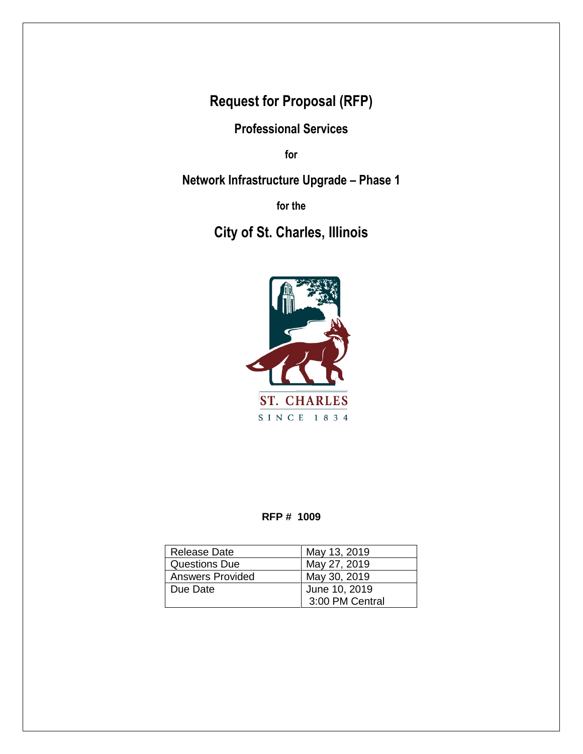# Request for Proposal (RFP)

## Professional Services

**for**

## Network Infrastructure Upgrade – Phase 1

**for the**

# City of St. Charles, Illinois

ST. CHARLES

SINCE 1834

**RFP # 1009**

| Release Date | May 13, 2019 |
|---|---|
| Questions Due | May 27, 2019 |
| Answers Provided | May 30, 2019 |
| Due Date | June 10, 2019<br>3:00 PM Central |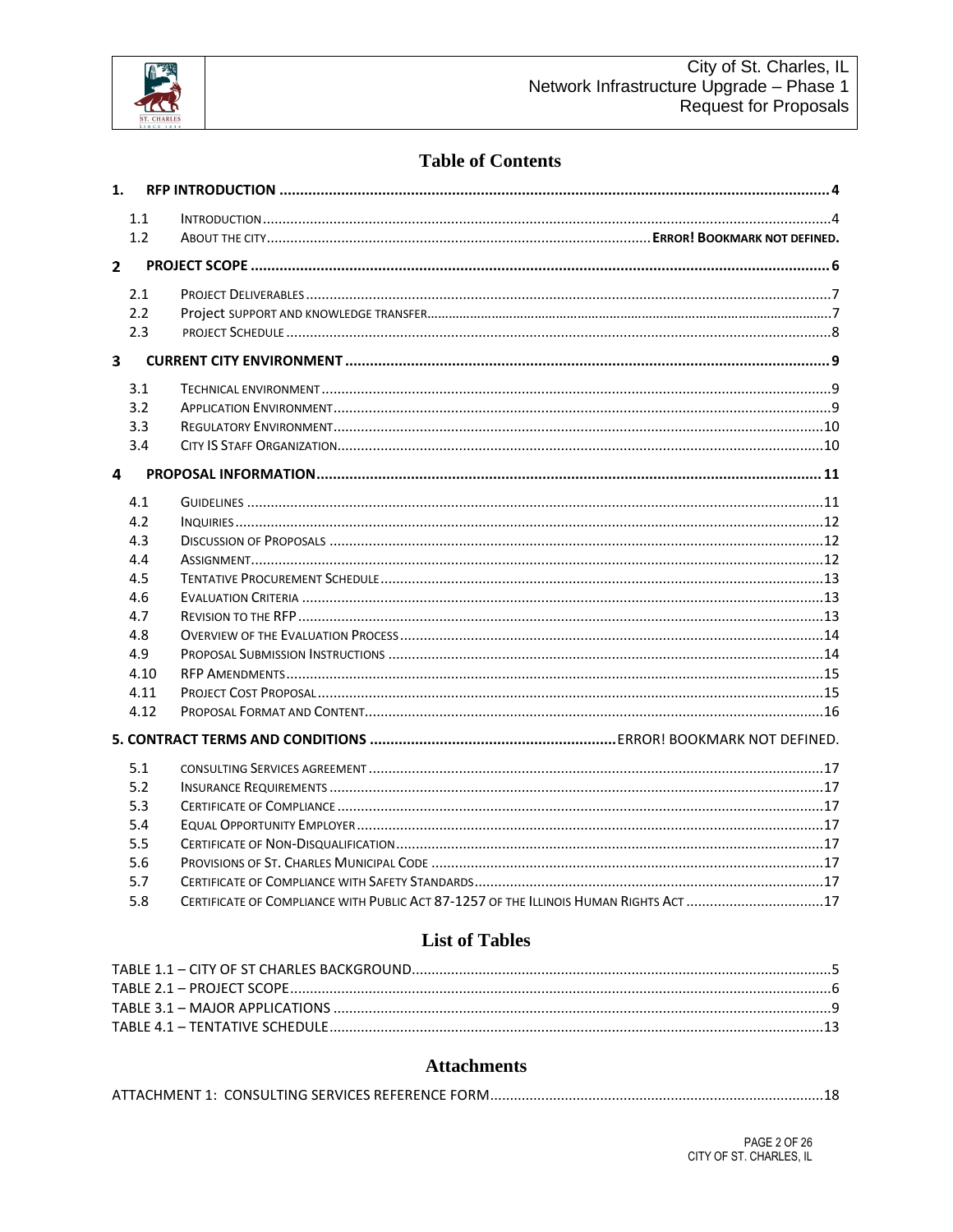# Table of Contents

**1. RFP INTRODUCTION** .......... 4

- 1.1 INTRODUCTION .......... 4
- 1.2 ABOUT THE CITY .......... **ERROR! BOOKMARK NOT DEFINED.**

**2 PROJECT SCOPE** .......... 6

- 2.1 PROJECT DELIVERABLES .......... 7
- 2.2 Project SUPPORT AND KNOWLEDGE TRANSFER .......... 7
- 2.3 PROJECT SCHEDULE .......... 8

**3 CURRENT CITY ENVIRONMENT** .......... 9

- 3.1 TECHNICAL ENVIRONMENT .......... 9
- 3.2 APPLICATION ENVIRONMENT .......... 9
- 3.3 REGULATORY ENVIRONMENT .......... 10
- 3.4 CITY IS STAFF ORGANIZATION .......... 10

**4 PROPOSAL INFORMATION** .......... 11

- 4.1 GUIDELINES .......... 11
- 4.2 INQUIRIES .......... 12
- 4.3 DISCUSSION OF PROPOSALS .......... 12
- 4.4 ASSIGNMENT .......... 12
- 4.5 TENTATIVE PROCUREMENT SCHEDULE .......... 13
- 4.6 EVALUATION CRITERIA .......... 13
- 4.7 REVISION TO THE RFP .......... 13
- 4.8 OVERVIEW OF THE EVALUATION PROCESS .......... 14
- 4.9 PROPOSAL SUBMISSION INSTRUCTIONS .......... 14
- 4.10 RFP AMENDMENTS .......... 15
- 4.11 PROJECT COST PROPOSAL .......... 15
- 4.12 PROPOSAL FORMAT AND CONTENT .......... 16

**5. CONTRACT TERMS AND CONDITIONS** .......... ERROR! BOOKMARK NOT DEFINED.

- 5.1 CONSULTING SERVICES AGREEMENT .......... 17
- 5.2 INSURANCE REQUIREMENTS .......... 17
- 5.3 CERTIFICATE OF COMPLIANCE .......... 17
- 5.4 EQUAL OPPORTUNITY EMPLOYER .......... 17
- 5.5 CERTIFICATE OF NON-DISQUALIFICATION .......... 17
- 5.6 PROVISIONS OF ST. CHARLES MUNICIPAL CODE .......... 17
- 5.7 CERTIFICATE OF COMPLIANCE WITH SAFETY STANDARDS .......... 17
- 5.8 CERTIFICATE OF COMPLIANCE WITH PUBLIC ACT 87-1257 OF THE ILLINOIS HUMAN RIGHTS ACT .......... 17

# List of Tables

- TABLE 1.1 – CITY OF ST CHARLES BACKGROUND .......... 5
- TABLE 2.1 – PROJECT SCOPE .......... 6
- TABLE 3.1 – MAJOR APPLICATIONS .......... 9
- TABLE 4.1 – TENTATIVE SCHEDULE .......... 13

# Attachments

- ATTACHMENT 1: CONSULTING SERVICES REFERENCE FORM .......... 18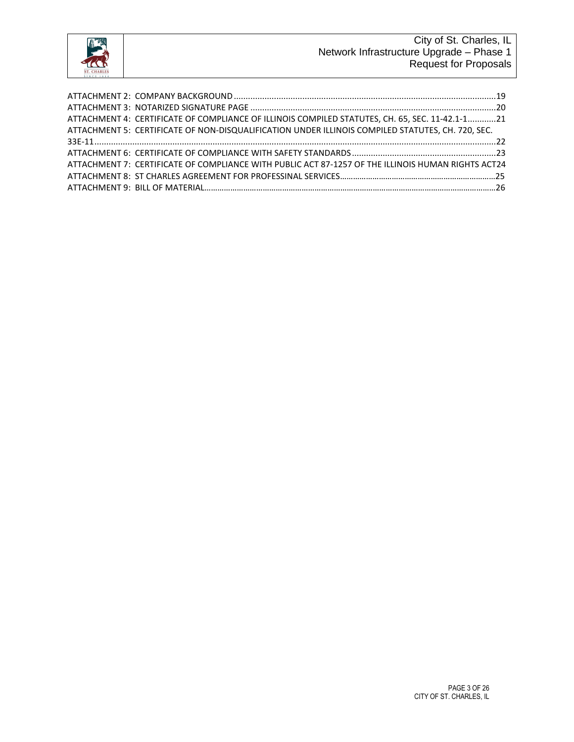ATTACHMENT 2: COMPANY BACKGROUND ....19

ATTACHMENT 3: NOTARIZED SIGNATURE PAGE ....20

ATTACHMENT 4: CERTIFICATE OF COMPLIANCE OF ILLINOIS COMPILED STATUTES, CH. 65, SEC. 11-42.1-1....21

ATTACHMENT 5: CERTIFICATE OF NON-DISQUALIFICATION UNDER ILLINOIS COMPILED STATUTES, CH. 720, SEC. 33E-11....22

ATTACHMENT 6: CERTIFICATE OF COMPLIANCE WITH SAFETY STANDARDS....23

ATTACHMENT 7: CERTIFICATE OF COMPLIANCE WITH PUBLIC ACT 87-1257 OF THE ILLINOIS HUMAN RIGHTS ACT24

ATTACHMENT 8: ST CHARLES AGREEMENT FOR PROFESSINAL SERVICES....25

ATTACHMENT 9: BILL OF MATERIAL....26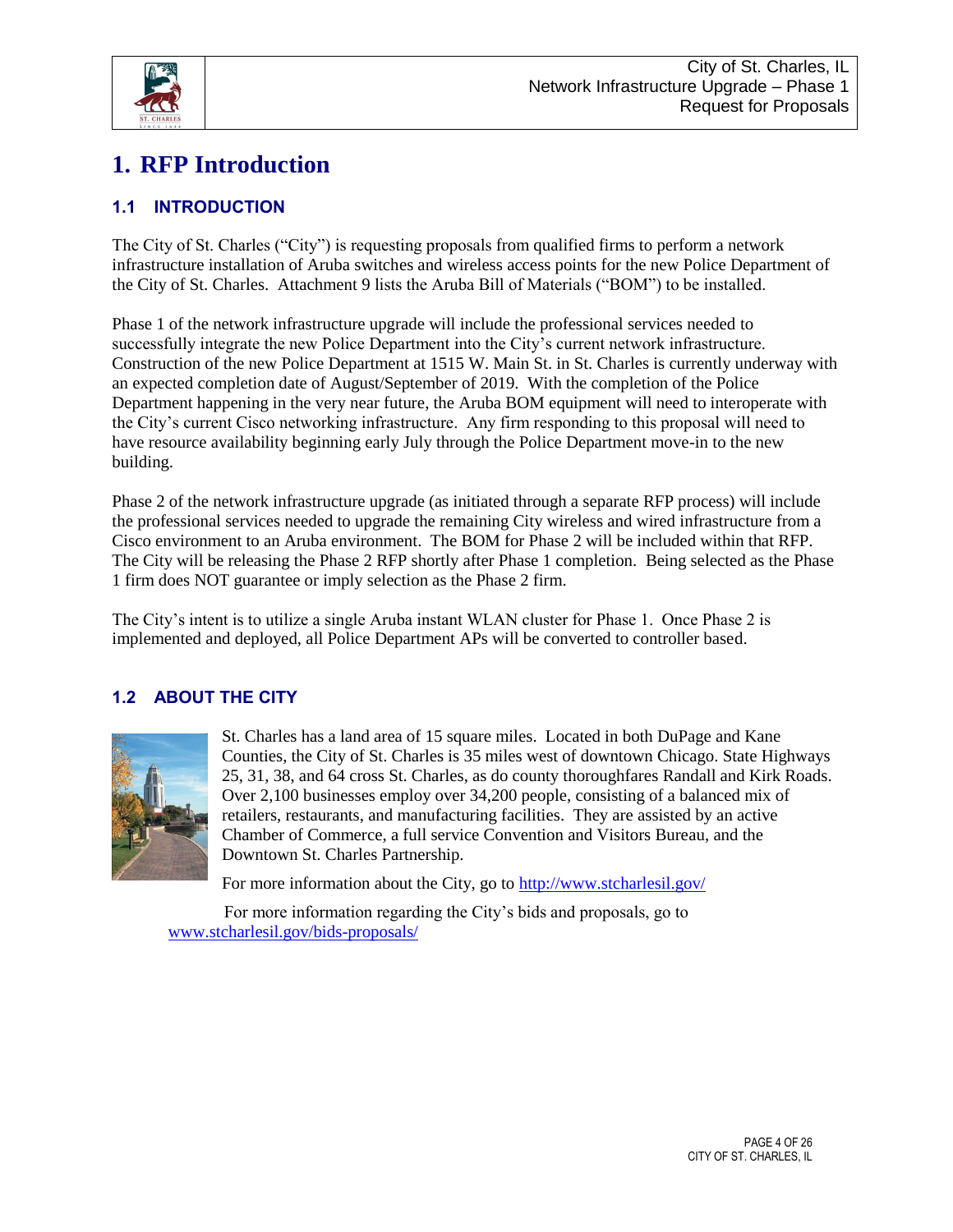# 1. RFP Introduction

## 1.1 INTRODUCTION

The City of St. Charles ("City") is requesting proposals from qualified firms to perform a network infrastructure installation of Aruba switches and wireless access points for the new Police Department of the City of St. Charles. Attachment 9 lists the Aruba Bill of Materials ("BOM") to be installed.

Phase 1 of the network infrastructure upgrade will include the professional services needed to successfully integrate the new Police Department into the City's current network infrastructure. Construction of the new Police Department at 1515 W. Main St. in St. Charles is currently underway with an expected completion date of August/September of 2019. With the completion of the Police Department happening in the very near future, the Aruba BOM equipment will need to interoperate with the City's current Cisco networking infrastructure. Any firm responding to this proposal will need to have resource availability beginning early July through the Police Department move-in to the new building.

Phase 2 of the network infrastructure upgrade (as initiated through a separate RFP process) will include the professional services needed to upgrade the remaining City wireless and wired infrastructure from a Cisco environment to an Aruba environment. The BOM for Phase 2 will be included within that RFP. The City will be releasing the Phase 2 RFP shortly after Phase 1 completion. Being selected as the Phase 1 firm does NOT guarantee or imply selection as the Phase 2 firm.

The City's intent is to utilize a single Aruba instant WLAN cluster for Phase 1. Once Phase 2 is implemented and deployed, all Police Department APs will be converted to controller based.

## 1.2 ABOUT THE CITY

St. Charles has a land area of 15 square miles. Located in both DuPage and Kane Counties, the City of St. Charles is 35 miles west of downtown Chicago. State Highways 25, 31, 38, and 64 cross St. Charles, as do county thoroughfares Randall and Kirk Roads. Over 2,100 businesses employ over 34,200 people, consisting of a balanced mix of retailers, restaurants, and manufacturing facilities. They are assisted by an active Chamber of Commerce, a full service Convention and Visitors Bureau, and the Downtown St. Charles Partnership.

For more information about the City, go to [http://www.stcharlesil.gov/](http://www.stcharlesil.gov/)

For more information regarding the City's bids and proposals, go to [www.stcharlesil.gov/bids-proposals/](www.stcharlesil.gov/bids-proposals/)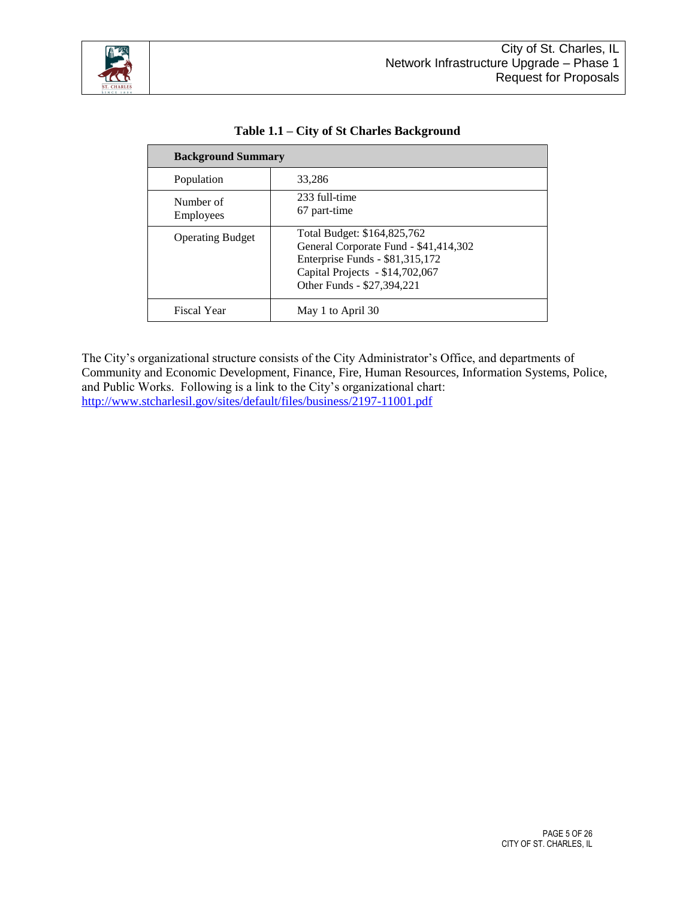**Table 1.1 – City of St Charles Background**

| Background Summary | |
|---|---|
| Population | 33,286 |
| Number of Employees | 233 full-time<br>67 part-time |
| Operating Budget | Total Budget: $164,825,762<br>General Corporate Fund - $41,414,302<br>Enterprise Funds - $81,315,172<br>Capital Projects - $14,702,067<br>Other Funds - $27,394,221 |
| Fiscal Year | May 1 to April 30 |

The City's organizational structure consists of the City Administrator's Office, and departments of Community and Economic Development, Finance, Fire, Human Resources, Information Systems, Police, and Public Works. Following is a link to the City's organizational chart: [http://www.stcharlesil.gov/sites/default/files/business/2197-11001.pdf](http://www.stcharlesil.gov/sites/default/files/business/2197-11001.pdf)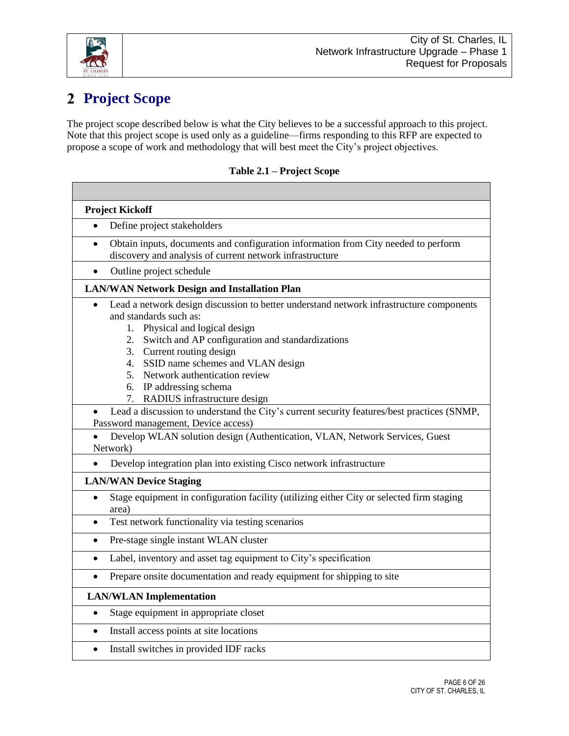# 2 Project Scope

The project scope described below is what the City believes to be a successful approach to this project. Note that this project scope is used only as a guideline—firms responding to this RFP are expected to propose a scope of work and methodology that will best meet the City's project objectives.

**Table 2.1 – Project Scope**

| |
|---|
| **Project Kickoff** |
| • Define project stakeholders |
| • Obtain inputs, documents and configuration information from City needed to perform discovery and analysis of current network infrastructure |
| • Outline project schedule |
| **LAN/WAN Network Design and Installation Plan** |
| • Lead a network design discussion to better understand network infrastructure components and standards such as:<br>1. Physical and logical design<br>2. Switch and AP configuration and standardizations<br>3. Current routing design<br>4. SSID name schemes and VLAN design<br>5. Network authentication review<br>6. IP addressing schema<br>7. RADIUS infrastructure design |
| • Lead a discussion to understand the City's current security features/best practices (SNMP, Password management, Device access) |
| • Develop WLAN solution design (Authentication, VLAN, Network Services, Guest Network) |
| • Develop integration plan into existing Cisco network infrastructure |
| **LAN/WAN Device Staging** |
| • Stage equipment in configuration facility (utilizing either City or selected firm staging area) |
| • Test network functionality via testing scenarios |
| • Pre-stage single instant WLAN cluster |
| • Label, inventory and asset tag equipment to City's specification |
| • Prepare onsite documentation and ready equipment for shipping to site |
| **LAN/WLAN Implementation** |
| • Stage equipment in appropriate closet |
| • Install access points at site locations |
| • Install switches in provided IDF racks |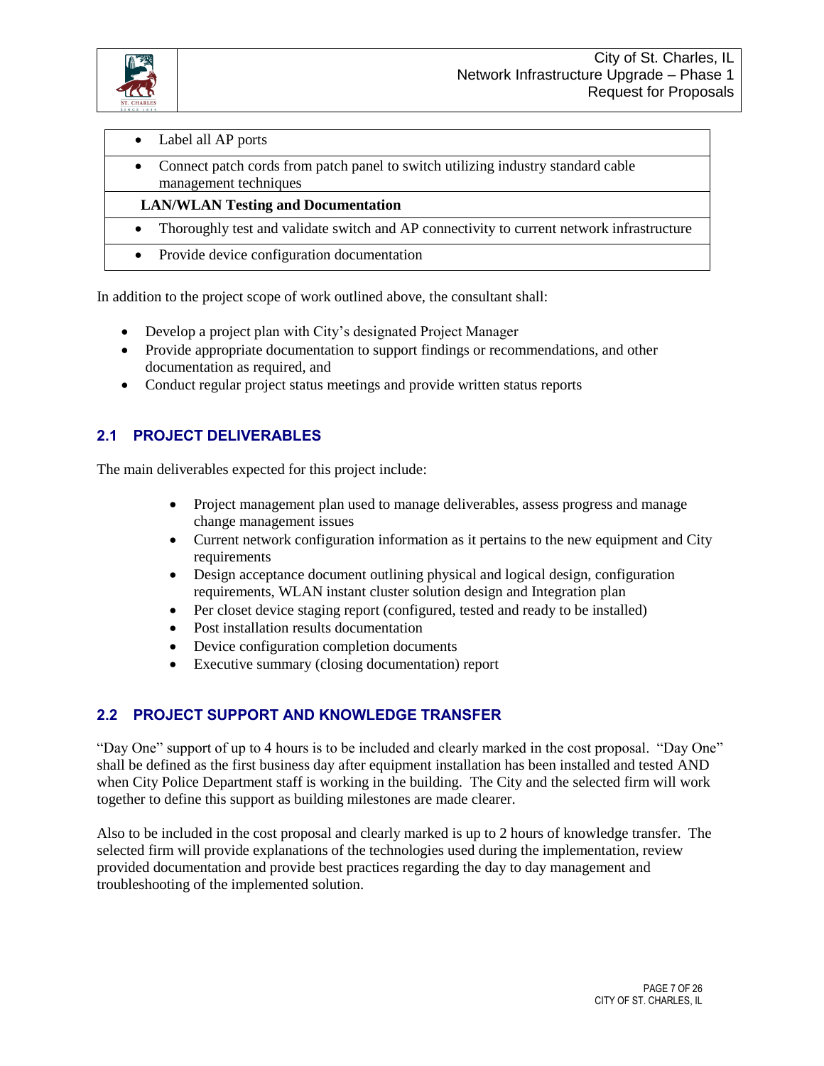| |
|---|
| • Label all AP ports |
| • Connect patch cords from patch panel to switch utilizing industry standard cable management techniques |
| **LAN/WLAN Testing and Documentation** |
| • Thoroughly test and validate switch and AP connectivity to current network infrastructure |
| • Provide device configuration documentation |

In addition to the project scope of work outlined above, the consultant shall:

- Develop a project plan with City's designated Project Manager
- Provide appropriate documentation to support findings or recommendations, and other documentation as required, and
- Conduct regular project status meetings and provide written status reports

## 2.1 PROJECT DELIVERABLES

The main deliverables expected for this project include:

- Project management plan used to manage deliverables, assess progress and manage change management issues
- Current network configuration information as it pertains to the new equipment and City requirements
- Design acceptance document outlining physical and logical design, configuration requirements, WLAN instant cluster solution design and Integration plan
- Per closet device staging report (configured, tested and ready to be installed)
- Post installation results documentation
- Device configuration completion documents
- Executive summary (closing documentation) report

## 2.2 PROJECT SUPPORT AND KNOWLEDGE TRANSFER

"Day One" support of up to 4 hours is to be included and clearly marked in the cost proposal. "Day One" shall be defined as the first business day after equipment installation has been installed and tested AND when City Police Department staff is working in the building. The City and the selected firm will work together to define this support as building milestones are made clearer.

Also to be included in the cost proposal and clearly marked is up to 2 hours of knowledge transfer. The selected firm will provide explanations of the technologies used during the implementation, review provided documentation and provide best practices regarding the day to day management and troubleshooting of the implemented solution.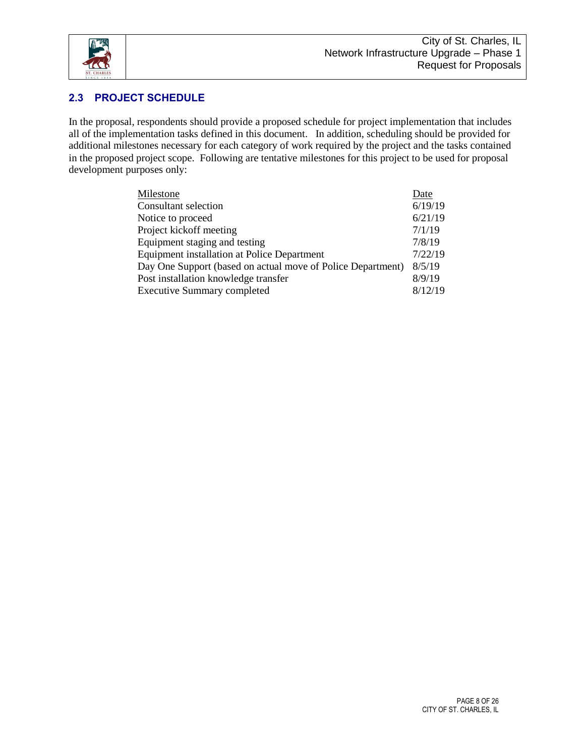## 2.3 PROJECT SCHEDULE

In the proposal, respondents should provide a proposed schedule for project implementation that includes all of the implementation tasks defined in this document. In addition, scheduling should be provided for additional milestones necessary for each category of work required by the project and the tasks contained in the proposed project scope. Following are tentative milestones for this project to be used for proposal development purposes only:

| Milestone | Date |
|---|---|
| Consultant selection | 6/19/19 |
| Notice to proceed | 6/21/19 |
| Project kickoff meeting | 7/1/19 |
| Equipment staging and testing | 7/8/19 |
| Equipment installation at Police Department | 7/22/19 |
| Day One Support (based on actual move of Police Department) | 8/5/19 |
| Post installation knowledge transfer | 8/9/19 |
| Executive Summary completed | 8/12/19 |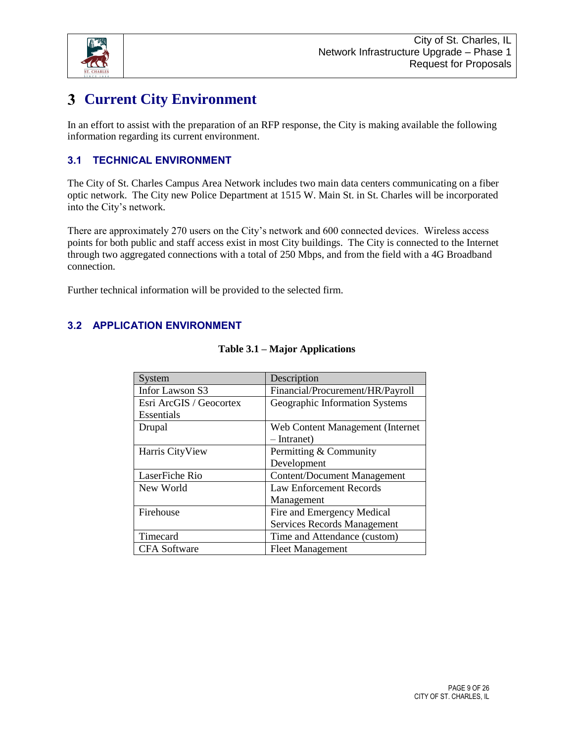# 3 Current City Environment

In an effort to assist with the preparation of an RFP response, the City is making available the following information regarding its current environment.

## 3.1 TECHNICAL ENVIRONMENT

The City of St. Charles Campus Area Network includes two main data centers communicating on a fiber optic network. The City new Police Department at 1515 W. Main St. in St. Charles will be incorporated into the City's network.

There are approximately 270 users on the City's network and 600 connected devices. Wireless access points for both public and staff access exist in most City buildings. The City is connected to the Internet through two aggregated connections with a total of 250 Mbps, and from the field with a 4G Broadband connection.

Further technical information will be provided to the selected firm.

## 3.2 APPLICATION ENVIRONMENT

**Table 3.1 – Major Applications**

| System | Description |
|---|---|
| Infor Lawson S3 | Financial/Procurement/HR/Payroll |
| Esri ArcGIS / Geocortex Essentials | Geographic Information Systems |
| Drupal | Web Content Management (Internet – Intranet) |
| Harris CityView | Permitting & Community Development |
| LaserFiche Rio | Content/Document Management |
| New World | Law Enforcement Records Management |
| Firehouse | Fire and Emergency Medical Services Records Management |
| Timecard | Time and Attendance (custom) |
| CFA Software | Fleet Management |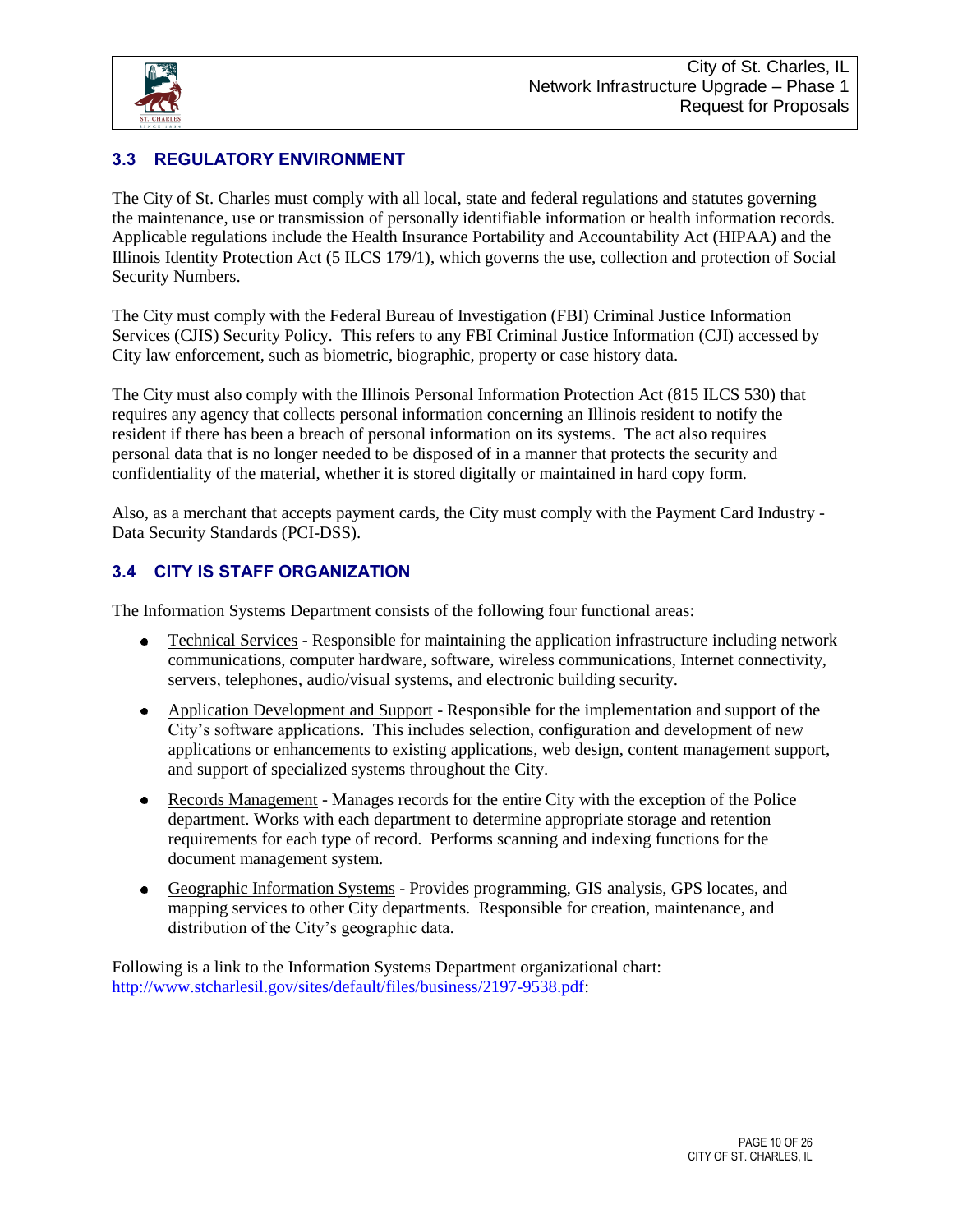### 3.3 REGULATORY ENVIRONMENT

The City of St. Charles must comply with all local, state and federal regulations and statutes governing the maintenance, use or transmission of personally identifiable information or health information records. Applicable regulations include the Health Insurance Portability and Accountability Act (HIPAA) and the Illinois Identity Protection Act (5 ILCS 179/1), which governs the use, collection and protection of Social Security Numbers.

The City must comply with the Federal Bureau of Investigation (FBI) Criminal Justice Information Services (CJIS) Security Policy. This refers to any FBI Criminal Justice Information (CJI) accessed by City law enforcement, such as biometric, biographic, property or case history data.

The City must also comply with the Illinois Personal Information Protection Act (815 ILCS 530) that requires any agency that collects personal information concerning an Illinois resident to notify the resident if there has been a breach of personal information on its systems. The act also requires personal data that is no longer needed to be disposed of in a manner that protects the security and confidentiality of the material, whether it is stored digitally or maintained in hard copy form.

Also, as a merchant that accepts payment cards, the City must comply with the Payment Card Industry - Data Security Standards (PCI-DSS).

### 3.4 CITY IS STAFF ORGANIZATION

The Information Systems Department consists of the following four functional areas:

- Technical Services - Responsible for maintaining the application infrastructure including network communications, computer hardware, software, wireless communications, Internet connectivity, servers, telephones, audio/visual systems, and electronic building security.
- Application Development and Support - Responsible for the implementation and support of the City's software applications. This includes selection, configuration and development of new applications or enhancements to existing applications, web design, content management support, and support of specialized systems throughout the City.
- Records Management - Manages records for the entire City with the exception of the Police department. Works with each department to determine appropriate storage and retention requirements for each type of record. Performs scanning and indexing functions for the document management system.
- Geographic Information Systems - Provides programming, GIS analysis, GPS locates, and mapping services to other City departments. Responsible for creation, maintenance, and distribution of the City's geographic data.

Following is a link to the Information Systems Department organizational chart: http://www.stcharlesil.gov/sites/default/files/business/2197-9538.pdf: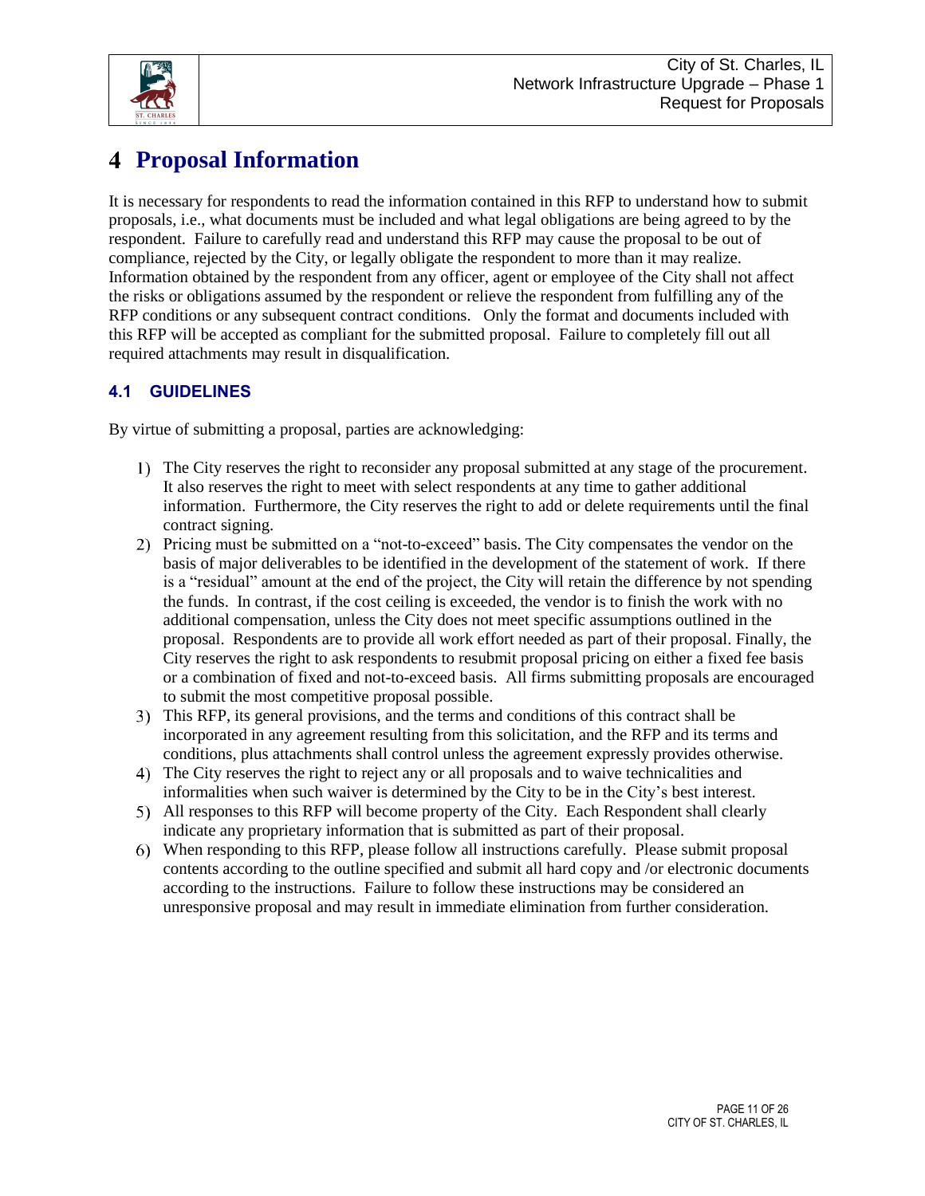# 4 Proposal Information

It is necessary for respondents to read the information contained in this RFP to understand how to submit proposals, i.e., what documents must be included and what legal obligations are being agreed to by the respondent. Failure to carefully read and understand this RFP may cause the proposal to be out of compliance, rejected by the City, or legally obligate the respondent to more than it may realize. Information obtained by the respondent from any officer, agent or employee of the City shall not affect the risks or obligations assumed by the respondent or relieve the respondent from fulfilling any of the RFP conditions or any subsequent contract conditions. Only the format and documents included with this RFP will be accepted as compliant for the submitted proposal. Failure to completely fill out all required attachments may result in disqualification.

## 4.1 GUIDELINES

By virtue of submitting a proposal, parties are acknowledging:

1) The City reserves the right to reconsider any proposal submitted at any stage of the procurement. It also reserves the right to meet with select respondents at any time to gather additional information. Furthermore, the City reserves the right to add or delete requirements until the final contract signing.
2) Pricing must be submitted on a "not-to-exceed" basis. The City compensates the vendor on the basis of major deliverables to be identified in the development of the statement of work. If there is a "residual" amount at the end of the project, the City will retain the difference by not spending the funds. In contrast, if the cost ceiling is exceeded, the vendor is to finish the work with no additional compensation, unless the City does not meet specific assumptions outlined in the proposal. Respondents are to provide all work effort needed as part of their proposal. Finally, the City reserves the right to ask respondents to resubmit proposal pricing on either a fixed fee basis or a combination of fixed and not-to-exceed basis. All firms submitting proposals are encouraged to submit the most competitive proposal possible.
3) This RFP, its general provisions, and the terms and conditions of this contract shall be incorporated in any agreement resulting from this solicitation, and the RFP and its terms and conditions, plus attachments shall control unless the agreement expressly provides otherwise.
4) The City reserves the right to reject any or all proposals and to waive technicalities and informalities when such waiver is determined by the City to be in the City's best interest.
5) All responses to this RFP will become property of the City. Each Respondent shall clearly indicate any proprietary information that is submitted as part of their proposal.
6) When responding to this RFP, please follow all instructions carefully. Please submit proposal contents according to the outline specified and submit all hard copy and /or electronic documents according to the instructions. Failure to follow these instructions may be considered an unresponsive proposal and may result in immediate elimination from further consideration.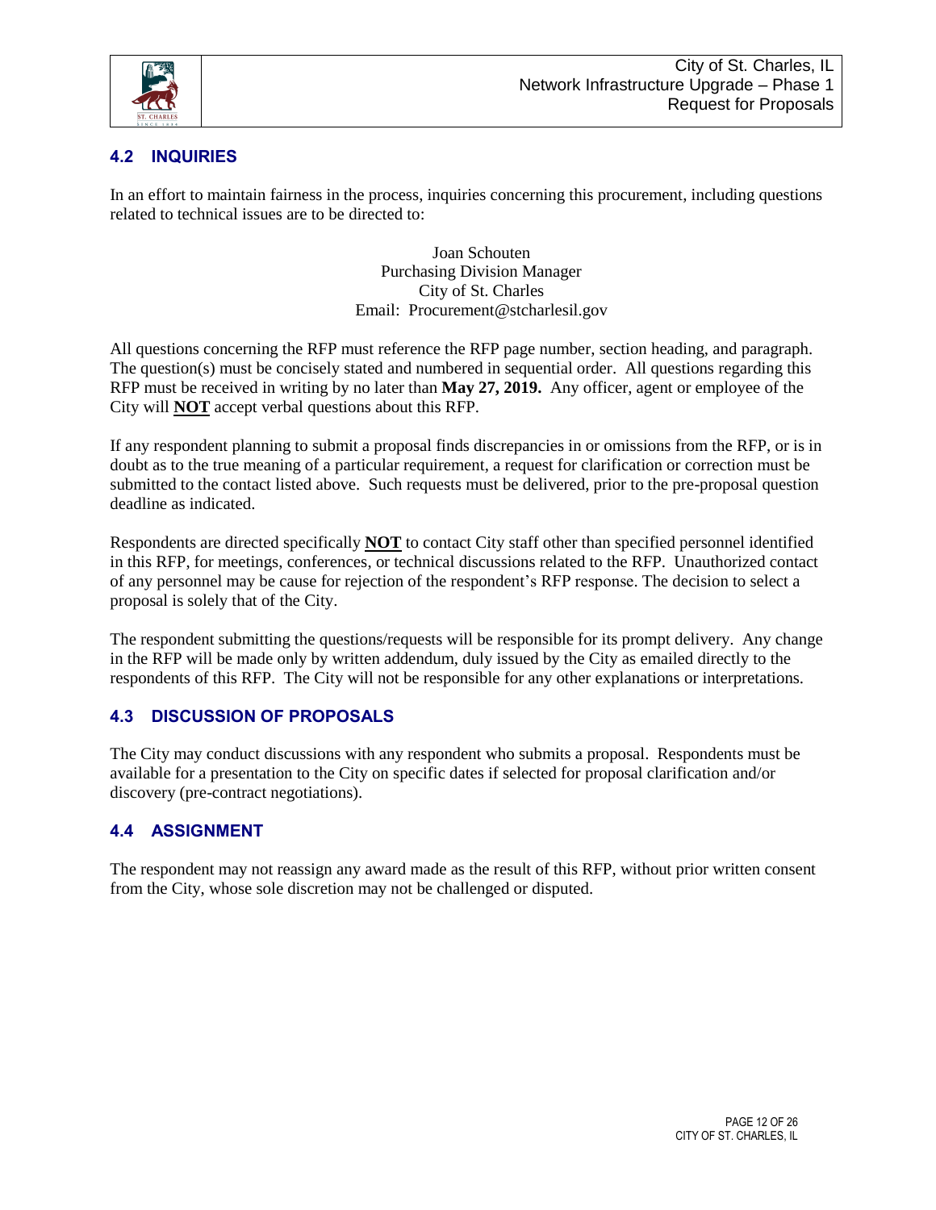## 4.2 INQUIRIES

In an effort to maintain fairness in the process, inquiries concerning this procurement, including questions related to technical issues are to be directed to:

Joan Schouten
Purchasing Division Manager
City of St. Charles
Email: Procurement@stcharlesil.gov

All questions concerning the RFP must reference the RFP page number, section heading, and paragraph. The question(s) must be concisely stated and numbered in sequential order. All questions regarding this RFP must be received in writing by no later than **May 27, 2019.** Any officer, agent or employee of the City will **NOT** accept verbal questions about this RFP.

If any respondent planning to submit a proposal finds discrepancies in or omissions from the RFP, or is in doubt as to the true meaning of a particular requirement, a request for clarification or correction must be submitted to the contact listed above. Such requests must be delivered, prior to the pre-proposal question deadline as indicated.

Respondents are directed specifically **NOT** to contact City staff other than specified personnel identified in this RFP, for meetings, conferences, or technical discussions related to the RFP. Unauthorized contact of any personnel may be cause for rejection of the respondent's RFP response. The decision to select a proposal is solely that of the City.

The respondent submitting the questions/requests will be responsible for its prompt delivery. Any change in the RFP will be made only by written addendum, duly issued by the City as emailed directly to the respondents of this RFP. The City will not be responsible for any other explanations or interpretations.

## 4.3 DISCUSSION OF PROPOSALS

The City may conduct discussions with any respondent who submits a proposal. Respondents must be available for a presentation to the City on specific dates if selected for proposal clarification and/or discovery (pre-contract negotiations).

## 4.4 ASSIGNMENT

The respondent may not reassign any award made as the result of this RFP, without prior written consent from the City, whose sole discretion may not be challenged or disputed.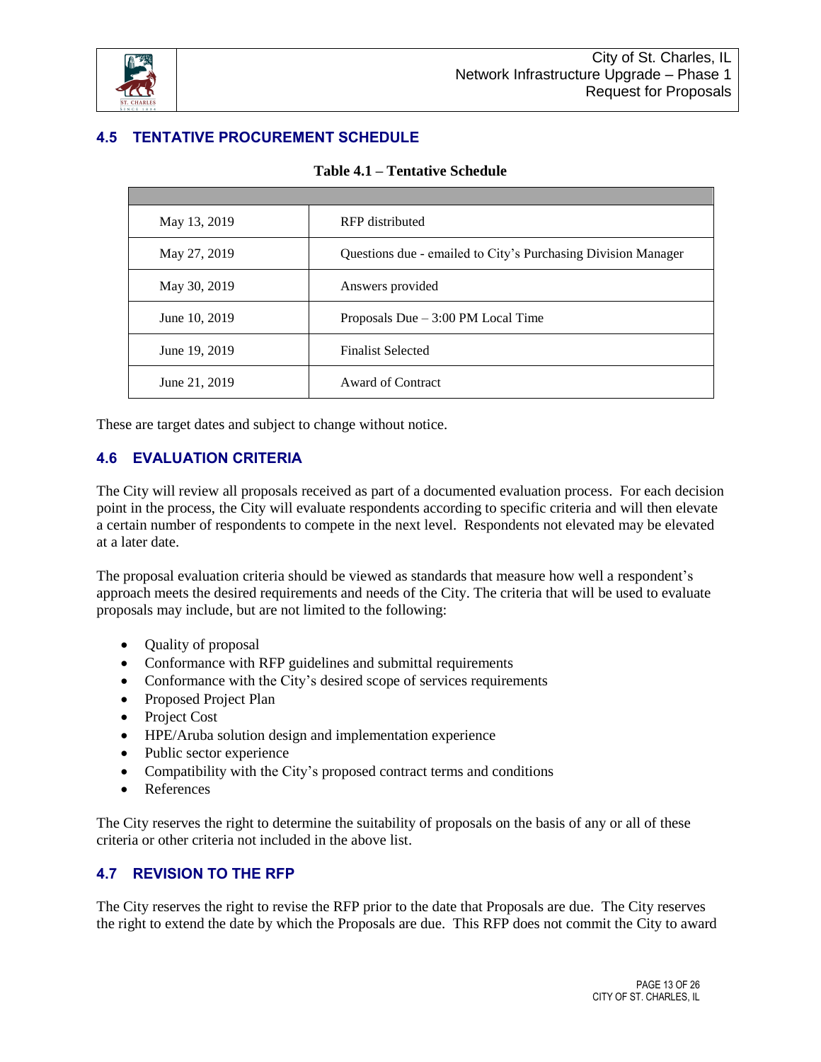## 4.5 TENTATIVE PROCUREMENT SCHEDULE

**Table 4.1 – Tentative Schedule**

| | |
|---|---|
| May 13, 2019 | RFP distributed |
| May 27, 2019 | Questions due - emailed to City's Purchasing Division Manager |
| May 30, 2019 | Answers provided |
| June 10, 2019 | Proposals Due – 3:00 PM Local Time |
| June 19, 2019 | Finalist Selected |
| June 21, 2019 | Award of Contract |

These are target dates and subject to change without notice.

## 4.6 EVALUATION CRITERIA

The City will review all proposals received as part of a documented evaluation process. For each decision point in the process, the City will evaluate respondents according to specific criteria and will then elevate a certain number of respondents to compete in the next level. Respondents not elevated may be elevated at a later date.

The proposal evaluation criteria should be viewed as standards that measure how well a respondent's approach meets the desired requirements and needs of the City. The criteria that will be used to evaluate proposals may include, but are not limited to the following:

- Quality of proposal
- Conformance with RFP guidelines and submittal requirements
- Conformance with the City's desired scope of services requirements
- Proposed Project Plan
- Project Cost
- HPE/Aruba solution design and implementation experience
- Public sector experience
- Compatibility with the City's proposed contract terms and conditions
- References

The City reserves the right to determine the suitability of proposals on the basis of any or all of these criteria or other criteria not included in the above list.

## 4.7 REVISION TO THE RFP

The City reserves the right to revise the RFP prior to the date that Proposals are due. The City reserves the right to extend the date by which the Proposals are due. This RFP does not commit the City to award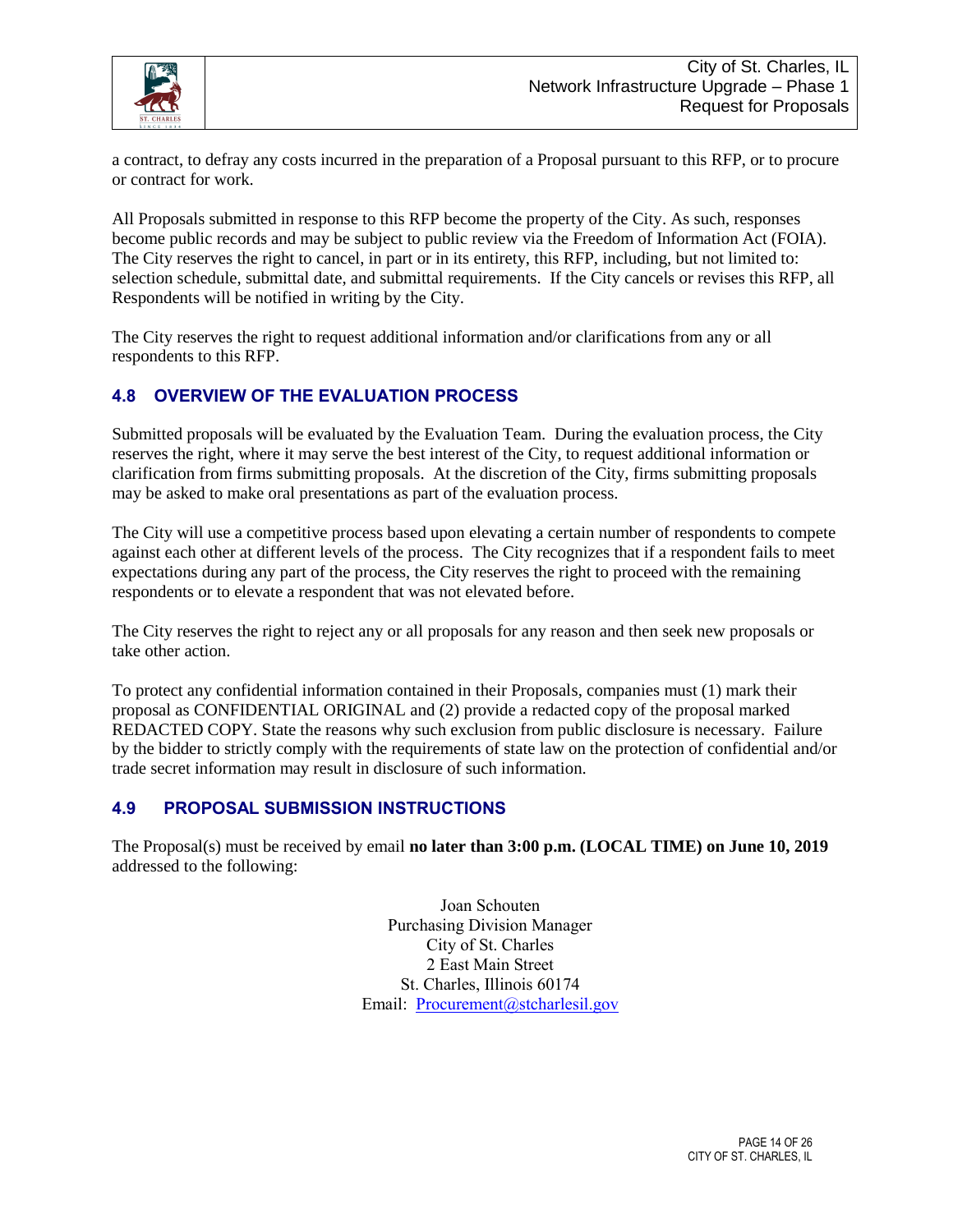a contract, to defray any costs incurred in the preparation of a Proposal pursuant to this RFP, or to procure or contract for work.

All Proposals submitted in response to this RFP become the property of the City. As such, responses become public records and may be subject to public review via the Freedom of Information Act (FOIA). The City reserves the right to cancel, in part or in its entirety, this RFP, including, but not limited to: selection schedule, submittal date, and submittal requirements. If the City cancels or revises this RFP, all Respondents will be notified in writing by the City.

The City reserves the right to request additional information and/or clarifications from any or all respondents to this RFP.

## 4.8 OVERVIEW OF THE EVALUATION PROCESS

Submitted proposals will be evaluated by the Evaluation Team. During the evaluation process, the City reserves the right, where it may serve the best interest of the City, to request additional information or clarification from firms submitting proposals. At the discretion of the City, firms submitting proposals may be asked to make oral presentations as part of the evaluation process.

The City will use a competitive process based upon elevating a certain number of respondents to compete against each other at different levels of the process. The City recognizes that if a respondent fails to meet expectations during any part of the process, the City reserves the right to proceed with the remaining respondents or to elevate a respondent that was not elevated before.

The City reserves the right to reject any or all proposals for any reason and then seek new proposals or take other action.

To protect any confidential information contained in their Proposals, companies must (1) mark their proposal as CONFIDENTIAL ORIGINAL and (2) provide a redacted copy of the proposal marked REDACTED COPY. State the reasons why such exclusion from public disclosure is necessary. Failure by the bidder to strictly comply with the requirements of state law on the protection of confidential and/or trade secret information may result in disclosure of such information.

## 4.9 PROPOSAL SUBMISSION INSTRUCTIONS

The Proposal(s) must be received by email **no later than 3:00 p.m. (LOCAL TIME) on June 10, 2019** addressed to the following:

Joan Schouten
Purchasing Division Manager
City of St. Charles
2 East Main Street
St. Charles, Illinois 60174
Email: Procurement@stcharlesil.gov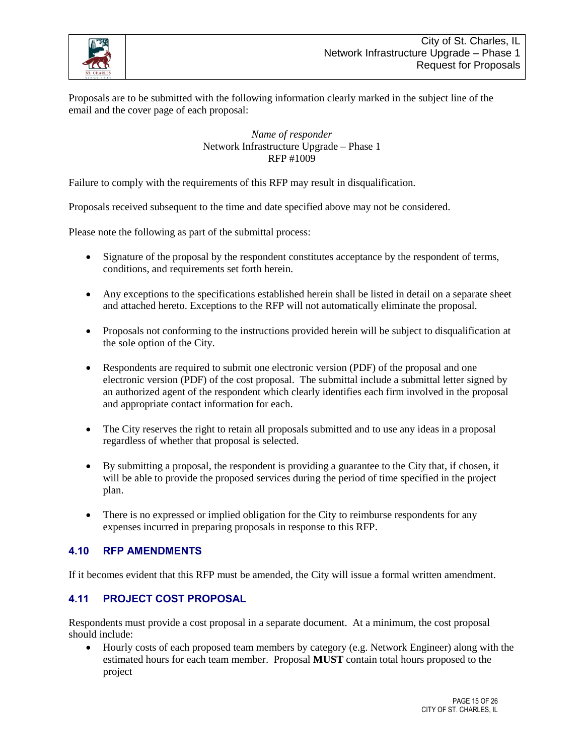Proposals are to be submitted with the following information clearly marked in the subject line of the email and the cover page of each proposal:

*Name of responder*
Network Infrastructure Upgrade – Phase 1
RFP #1009

Failure to comply with the requirements of this RFP may result in disqualification.

Proposals received subsequent to the time and date specified above may not be considered.

Please note the following as part of the submittal process:

- Signature of the proposal by the respondent constitutes acceptance by the respondent of terms, conditions, and requirements set forth herein.
- Any exceptions to the specifications established herein shall be listed in detail on a separate sheet and attached hereto. Exceptions to the RFP will not automatically eliminate the proposal.
- Proposals not conforming to the instructions provided herein will be subject to disqualification at the sole option of the City.
- Respondents are required to submit one electronic version (PDF) of the proposal and one electronic version (PDF) of the cost proposal. The submittal include a submittal letter signed by an authorized agent of the respondent which clearly identifies each firm involved in the proposal and appropriate contact information for each.
- The City reserves the right to retain all proposals submitted and to use any ideas in a proposal regardless of whether that proposal is selected.
- By submitting a proposal, the respondent is providing a guarantee to the City that, if chosen, it will be able to provide the proposed services during the period of time specified in the project plan.
- There is no expressed or implied obligation for the City to reimburse respondents for any expenses incurred in preparing proposals in response to this RFP.

## 4.10 RFP AMENDMENTS

If it becomes evident that this RFP must be amended, the City will issue a formal written amendment.

## 4.11 PROJECT COST PROPOSAL

Respondents must provide a cost proposal in a separate document. At a minimum, the cost proposal should include:

- Hourly costs of each proposed team members by category (e.g. Network Engineer) along with the estimated hours for each team member. Proposal **MUST** contain total hours proposed to the project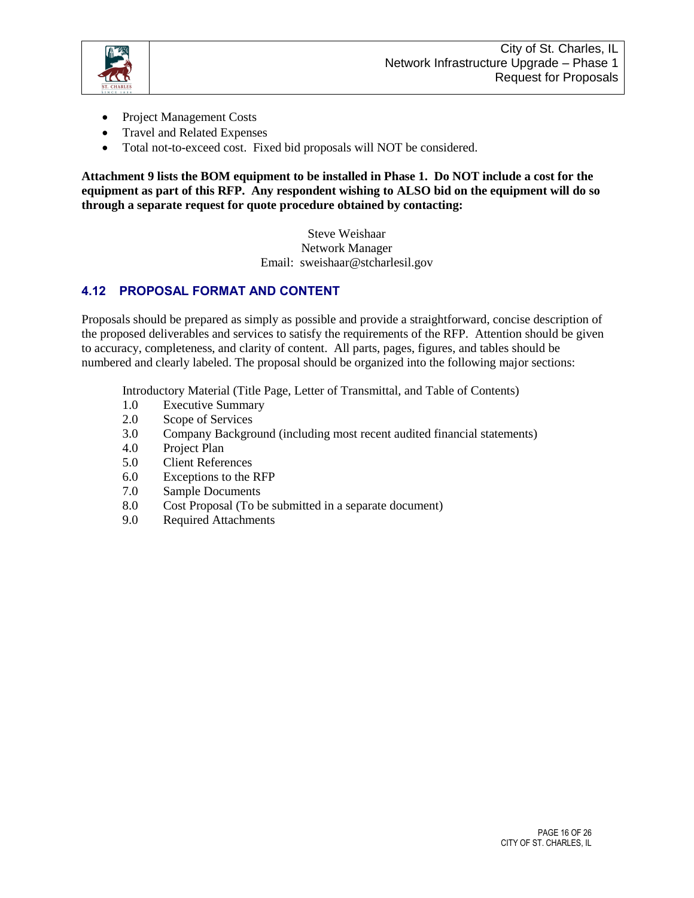- Project Management Costs
- Travel and Related Expenses
- Total not-to-exceed cost. Fixed bid proposals will NOT be considered.

**Attachment 9 lists the BOM equipment to be installed in Phase 1. Do NOT include a cost for the equipment as part of this RFP. Any respondent wishing to ALSO bid on the equipment will do so through a separate request for quote procedure obtained by contacting:**

Steve Weishaar
Network Manager
Email: sweishaar@stcharlesil.gov

### 4.12 PROPOSAL FORMAT AND CONTENT

Proposals should be prepared as simply as possible and provide a straightforward, concise description of the proposed deliverables and services to satisfy the requirements of the RFP. Attention should be given to accuracy, completeness, and clarity of content. All parts, pages, figures, and tables should be numbered and clearly labeled. The proposal should be organized into the following major sections:

Introductory Material (Title Page, Letter of Transmittal, and Table of Contents)

1.0 Executive Summary
2.0 Scope of Services
3.0 Company Background (including most recent audited financial statements)
4.0 Project Plan
5.0 Client References
6.0 Exceptions to the RFP
7.0 Sample Documents
8.0 Cost Proposal (To be submitted in a separate document)
9.0 Required Attachments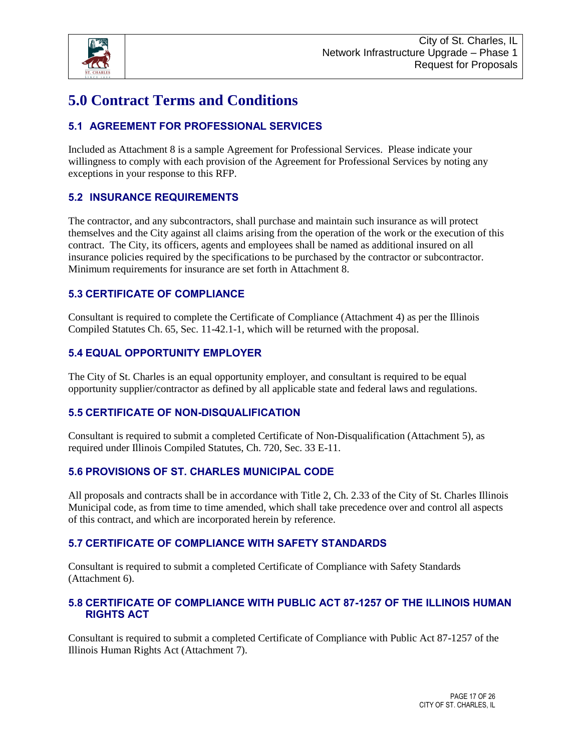# 5.0 Contract Terms and Conditions

## 5.1 AGREEMENT FOR PROFESSIONAL SERVICES

Included as Attachment 8 is a sample Agreement for Professional Services. Please indicate your willingness to comply with each provision of the Agreement for Professional Services by noting any exceptions in your response to this RFP.

## 5.2 INSURANCE REQUIREMENTS

The contractor, and any subcontractors, shall purchase and maintain such insurance as will protect themselves and the City against all claims arising from the operation of the work or the execution of this contract. The City, its officers, agents and employees shall be named as additional insured on all insurance policies required by the specifications to be purchased by the contractor or subcontractor. Minimum requirements for insurance are set forth in Attachment 8.

## 5.3 CERTIFICATE OF COMPLIANCE

Consultant is required to complete the Certificate of Compliance (Attachment 4) as per the Illinois Compiled Statutes Ch. 65, Sec. 11-42.1-1, which will be returned with the proposal.

## 5.4 EQUAL OPPORTUNITY EMPLOYER

The City of St. Charles is an equal opportunity employer, and consultant is required to be equal opportunity supplier/contractor as defined by all applicable state and federal laws and regulations.

## 5.5 CERTIFICATE OF NON-DISQUALIFICATION

Consultant is required to submit a completed Certificate of Non-Disqualification (Attachment 5), as required under Illinois Compiled Statutes, Ch. 720, Sec. 33 E-11.

## 5.6 PROVISIONS OF ST. CHARLES MUNICIPAL CODE

All proposals and contracts shall be in accordance with Title 2, Ch. 2.33 of the City of St. Charles Illinois Municipal code, as from time to time amended, which shall take precedence over and control all aspects of this contract, and which are incorporated herein by reference.

## 5.7 CERTIFICATE OF COMPLIANCE WITH SAFETY STANDARDS

Consultant is required to submit a completed Certificate of Compliance with Safety Standards (Attachment 6).

## 5.8 CERTIFICATE OF COMPLIANCE WITH PUBLIC ACT 87-1257 OF THE ILLINOIS HUMAN RIGHTS ACT

Consultant is required to submit a completed Certificate of Compliance with Public Act 87-1257 of the Illinois Human Rights Act (Attachment 7).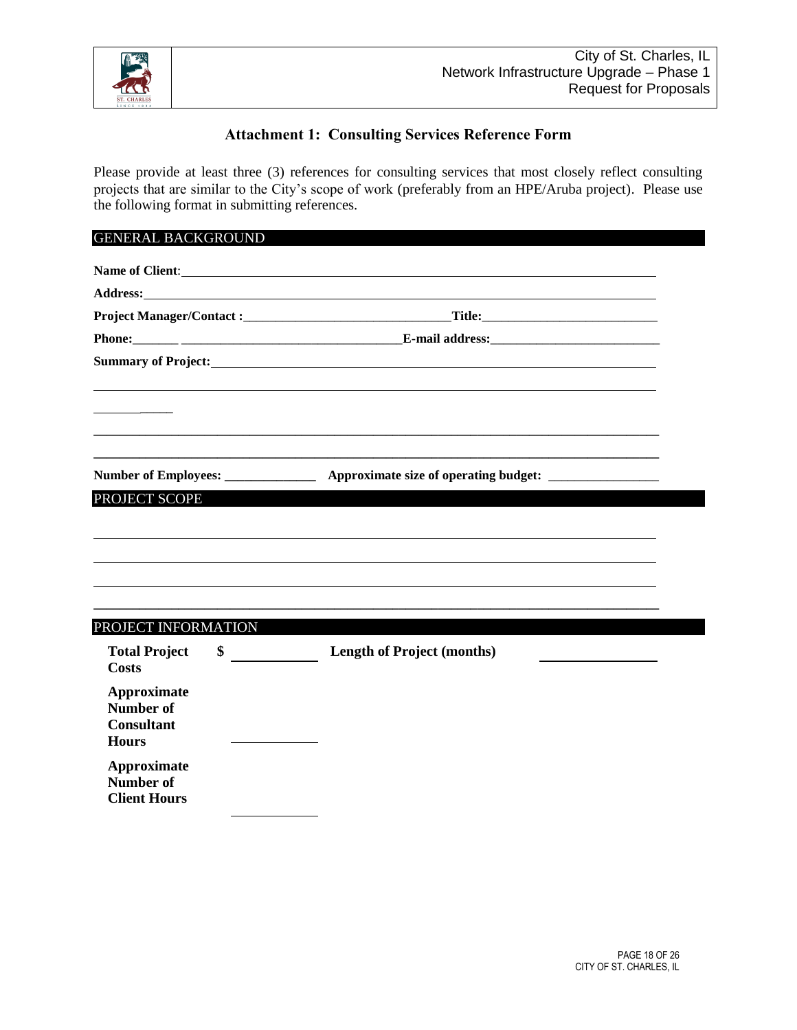## Attachment 1: Consulting Services Reference Form

Please provide at least three (3) references for consulting services that most closely reflect consulting projects that are similar to the City's scope of work (preferably from an HPE/Aruba project). Please use the following format in submitting references.

### GENERAL BACKGROUND

**Name of Client**: \_\_\_\_\_\_\_\_\_\_\_\_\_\_\_\_\_\_\_\_\_\_\_\_\_\_\_\_\_\_\_\_\_\_\_\_\_\_\_\_\_\_\_\_\_\_\_\_\_\_\_\_\_\_\_\_

**Address:** \_\_\_\_\_\_\_\_\_\_\_\_\_\_\_\_\_\_\_\_\_\_\_\_\_\_\_\_\_\_\_\_\_\_\_\_\_\_\_\_\_\_\_\_\_\_\_\_\_\_\_\_\_\_\_\_

**Project Manager/Contact :** \_\_\_\_\_\_\_\_\_\_\_\_\_\_\_\_\_\_\_\_\_\_\_\_\_\_\_\_\_\_ **Title:** \_\_\_\_\_\_\_\_\_\_\_\_\_\_\_\_\_\_\_\_\_\_\_\_\_\_

**Phone:** \_\_\_\_\_\_\_ \_\_\_\_\_\_\_\_\_\_\_\_\_\_\_\_\_\_\_\_\_\_\_\_\_\_\_\_\_\_\_\_\_ **E-mail address:** \_\_\_\_\_\_\_\_\_\_\_\_\_\_\_\_\_\_\_\_\_\_\_\_\_\_

**Summary of Project:** \_\_\_\_\_\_\_\_\_\_\_\_\_\_\_\_\_\_\_\_\_\_\_\_\_\_\_\_\_\_\_\_\_\_\_\_\_\_\_\_\_\_\_\_\_\_\_\_\_\_\_\_\_\_\_\_

\_\_\_\_\_\_\_\_\_\_\_\_\_\_\_\_\_\_\_\_\_\_\_\_\_\_\_\_\_\_\_\_\_\_\_\_\_\_\_\_\_\_\_\_\_\_\_\_\_\_\_\_\_\_\_\_\_\_\_\_\_\_\_\_\_\_\_\_\_\_\_\_\_\_

\_\_\_\_\_\_\_\_\_\_\_\_

\_\_\_\_\_\_\_\_\_\_\_\_\_\_\_\_\_\_\_\_\_\_\_\_\_\_\_\_\_\_\_\_\_\_\_\_\_\_\_\_\_\_\_\_\_\_\_\_\_\_\_\_\_\_\_\_\_\_\_\_\_\_\_\_\_\_\_\_\_\_\_\_\_\_

\_\_\_\_\_\_\_\_\_\_\_\_\_\_\_\_\_\_\_\_\_\_\_\_\_\_\_\_\_\_\_\_\_\_\_\_\_\_\_\_\_\_\_\_\_\_\_\_\_\_\_\_\_\_\_\_\_\_\_\_\_\_\_\_\_\_\_\_\_\_\_\_\_\_

**Number of Employees:** \_\_\_\_\_\_\_\_\_\_\_\_\_\_ **Approximate size of operating budget:** \_\_\_\_\_\_\_\_\_\_\_\_\_\_\_\_

### PROJECT SCOPE

\_\_\_\_\_\_\_\_\_\_\_\_\_\_\_\_\_\_\_\_\_\_\_\_\_\_\_\_\_\_\_\_\_\_\_\_\_\_\_\_\_\_\_\_\_\_\_\_\_\_\_\_\_\_\_\_\_\_\_\_\_\_\_\_\_\_\_\_\_\_\_\_\_\_

\_\_\_\_\_\_\_\_\_\_\_\_\_\_\_\_\_\_\_\_\_\_\_\_\_\_\_\_\_\_\_\_\_\_\_\_\_\_\_\_\_\_\_\_\_\_\_\_\_\_\_\_\_\_\_\_\_\_\_\_\_\_\_\_\_\_\_\_\_\_\_\_\_\_

\_\_\_\_\_\_\_\_\_\_\_\_\_\_\_\_\_\_\_\_\_\_\_\_\_\_\_\_\_\_\_\_\_\_\_\_\_\_\_\_\_\_\_\_\_\_\_\_\_\_\_\_\_\_\_\_\_\_\_\_\_\_\_\_\_\_\_\_\_\_\_\_\_\_

\_\_\_\_\_\_\_\_\_\_\_\_\_\_\_\_\_\_\_\_\_\_\_\_\_\_\_\_\_\_\_\_\_\_\_\_\_\_\_\_\_\_\_\_\_\_\_\_\_\_\_\_\_\_\_\_\_\_\_\_\_\_\_\_\_\_\_\_\_\_\_\_\_\_

### PROJECT INFORMATION

| | | | |
|---|---|---|---|
| **Total Project Costs** | $ \_\_\_\_\_\_\_\_\_\_ | **Length of Project (months)** | \_\_\_\_\_\_\_\_\_\_ |
| **Approximate Number of Consultant Hours** | \_\_\_\_\_\_\_\_\_\_ | | |
| **Approximate Number of Client Hours** | \_\_\_\_\_\_\_\_\_\_ | | |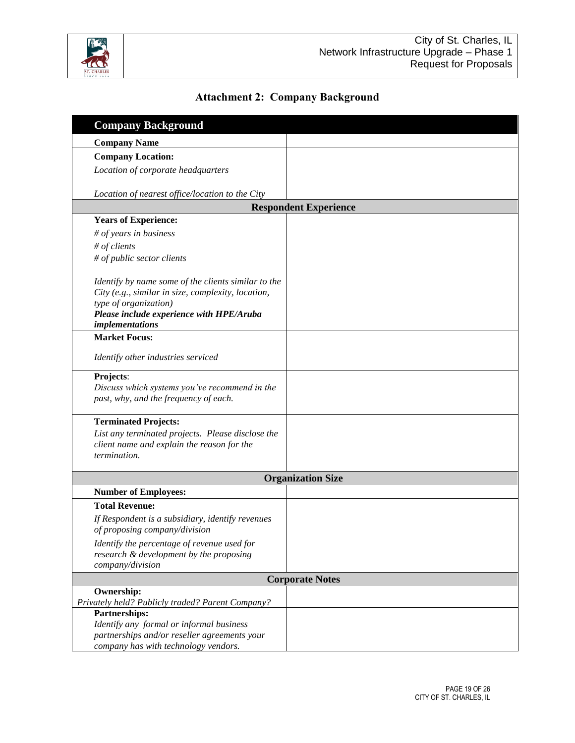# Attachment 2: Company Background

| **Company Background** | |
|---|---|
| **Company Name** | |
| **Company Location:**<br>*Location of corporate headquarters*<br><br>*Location of nearest office/location to the City* | |
| **Respondent Experience** | |
| **Years of Experience:**<br>*# of years in business*<br>*# of clients*<br>*# of public sector clients*<br><br>*Identify by name some of the clients similar to the City (e.g., similar in size, complexity, location, type of organization)*<br>***Please include experience with HPE/Aruba implementations*** | |
| **Market Focus:**<br><br>*Identify other industries serviced* | |
| **Projects**:<br>*Discuss which systems you've recommend in the past, why, and the frequency of each.* | |
| **Terminated Projects:**<br>*List any terminated projects. Please disclose the client name and explain the reason for the termination.* | |
| **Organization Size** | |
| **Number of Employees:** | |
| **Total Revenue:**<br>*If Respondent is a subsidiary, identify revenues of proposing company/division*<br>*Identify the percentage of revenue used for research & development by the proposing company/division* | |
| **Corporate Notes** | |
| **Ownership:**<br>*Privately held? Publicly traded? Parent Company?* | |
| **Partnerships:**<br>*Identify any formal or informal business partnerships and/or reseller agreements your company has with technology vendors.* | |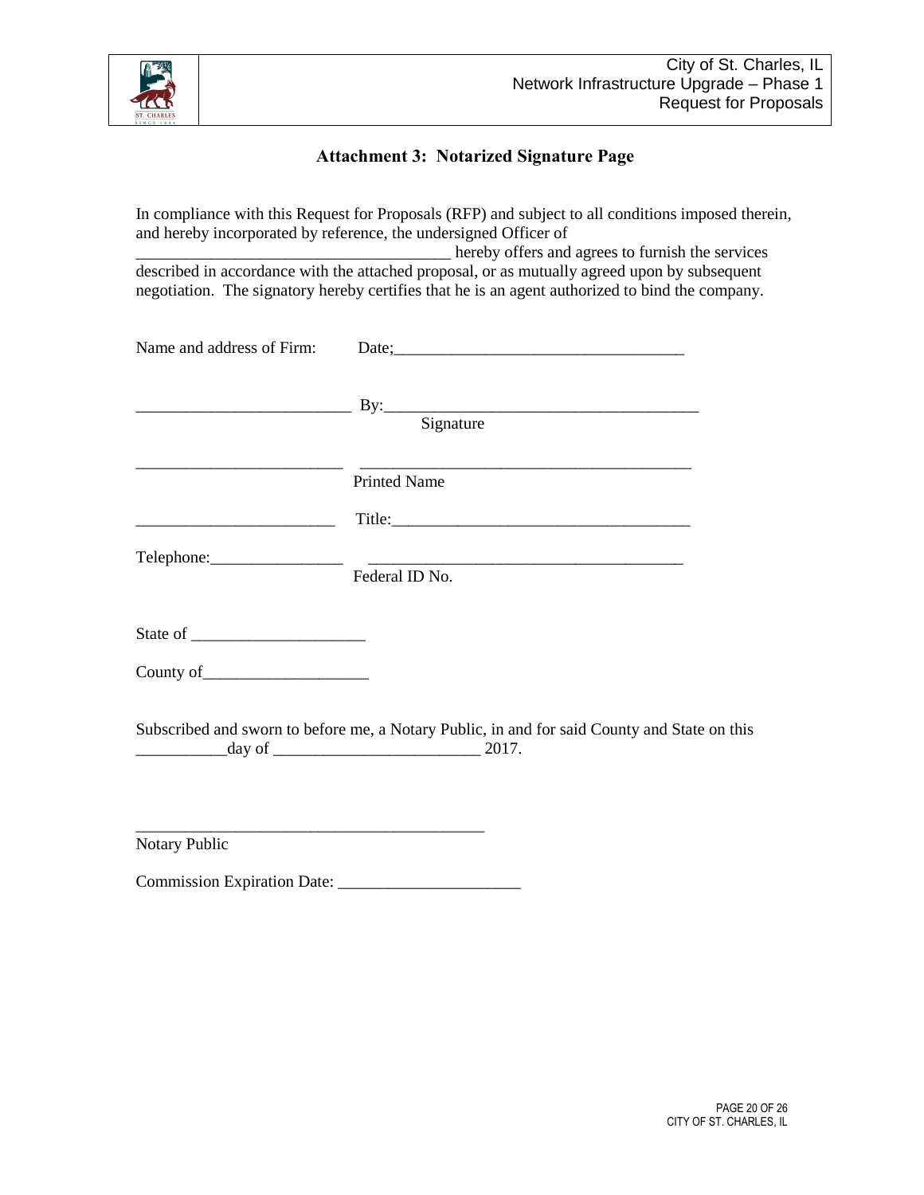## Attachment 3: Notarized Signature Page

In compliance with this Request for Proposals (RFP) and subject to all conditions imposed therein, and hereby incorporated by reference, the undersigned Officer of _______________________________________ hereby offers and agrees to furnish the services described in accordance with the attached proposal, or as mutually agreed upon by subsequent negotiation. The signatory hereby certifies that he is an agent authorized to bind the company.

Name and address of Firm: Date;___________________________________

__________________________ By:_______________________________________
Signature

_________________________ _________________________________________
Printed Name

________________________ Title:____________________________________

Telephone:________________ ______________________________________
Federal ID No.

State of _____________________

County of____________________

Subscribed and sworn to before me, a Notary Public, in and for said County and State on this ___________day of _________________________ 2017.

____________________________________________
Notary Public

Commission Expiration Date: ______________________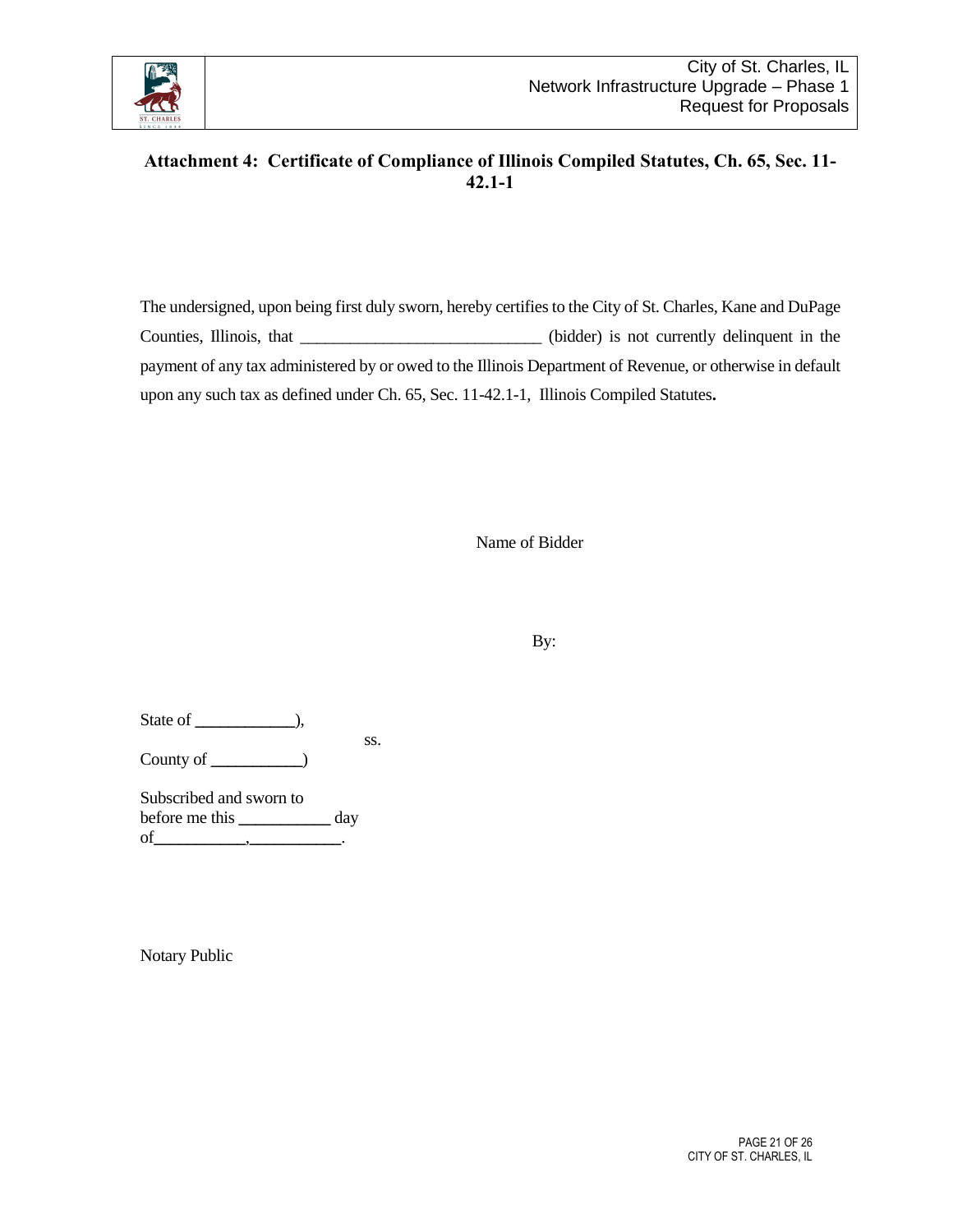## Attachment 4: Certificate of Compliance of Illinois Compiled Statutes, Ch. 65, Sec. 11-42.1-1

The undersigned, upon being first duly sworn, hereby certifies to the City of St. Charles, Kane and DuPage Counties, Illinois, that ____________________________ (bidder) is not currently delinquent in the payment of any tax administered by or owed to the Illinois Department of Revenue, or otherwise in default upon any such tax as defined under Ch. 65, Sec. 11-42.1-1, Illinois Compiled Statutes**.**

Name of Bidder

By:

State of ___________),

ss.

County of ___________)

Subscribed and sworn to
before me this ___________ day
of___________,___________.

Notary Public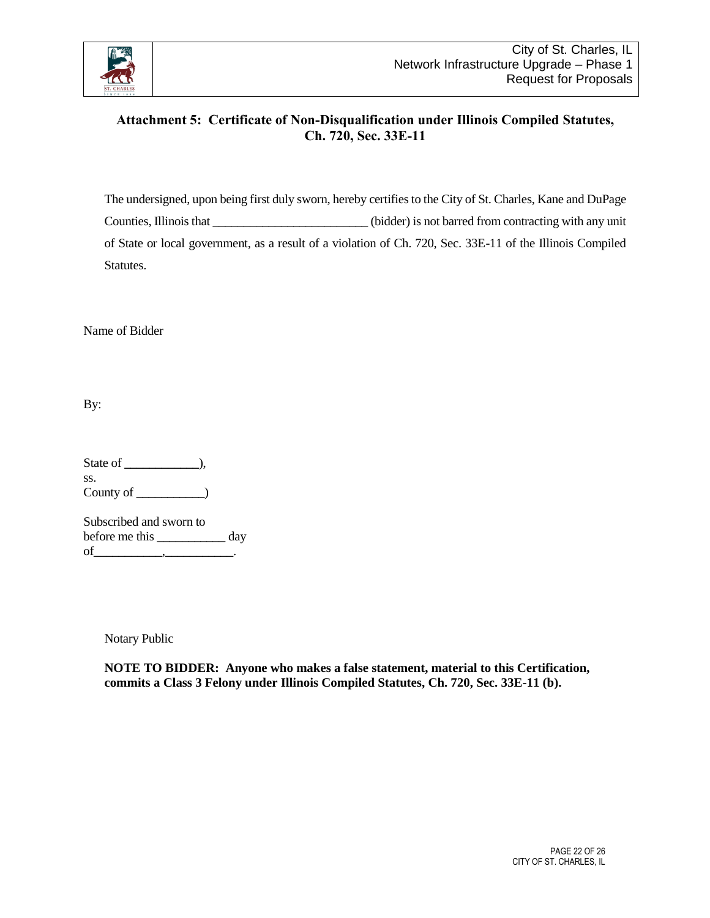## Attachment 5: Certificate of Non-Disqualification under Illinois Compiled Statutes, Ch. 720, Sec. 33E-11

The undersigned, upon being first duly sworn, hereby certifies to the City of St. Charles, Kane and DuPage Counties, Illinois that _________________________ (bidder) is not barred from contracting with any unit of State or local government, as a result of a violation of Ch. 720, Sec. 33E-11 of the Illinois Compiled Statutes.

Name of Bidder

By:

State of ____________),
ss.
County of ___________)

Subscribed and sworn to
before me this ___________ day
of___________,___________.

Notary Public

**NOTE TO BIDDER: Anyone who makes a false statement, material to this Certification, commits a Class 3 Felony under Illinois Compiled Statutes, Ch. 720, Sec. 33E-11 (b).**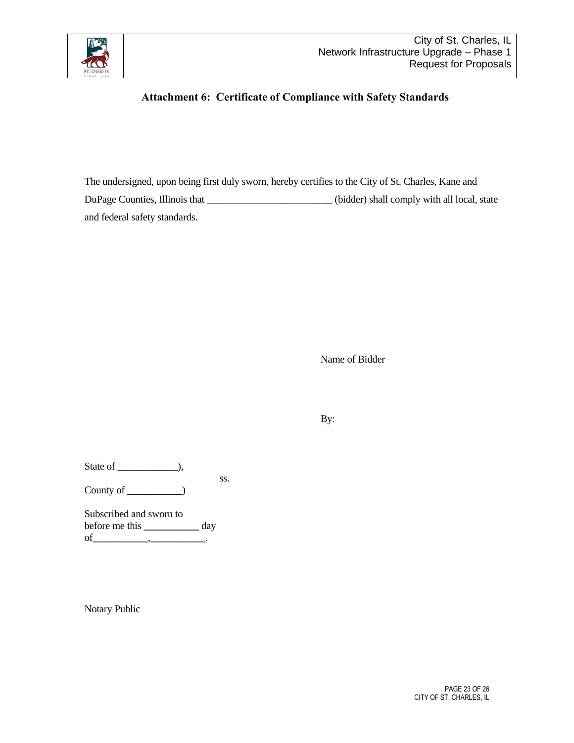## Attachment 6: Certificate of Compliance with Safety Standards

The undersigned, upon being first duly sworn, hereby certifies to the City of St. Charles, Kane and DuPage Counties, Illinois that _________________________ (bidder) shall comply with all local, state and federal safety standards.

Name of Bidder

By:

State of ____________),
ss.
County of ___________)

Subscribed and sworn to
before me this ___________ day
of___________,___________.

Notary Public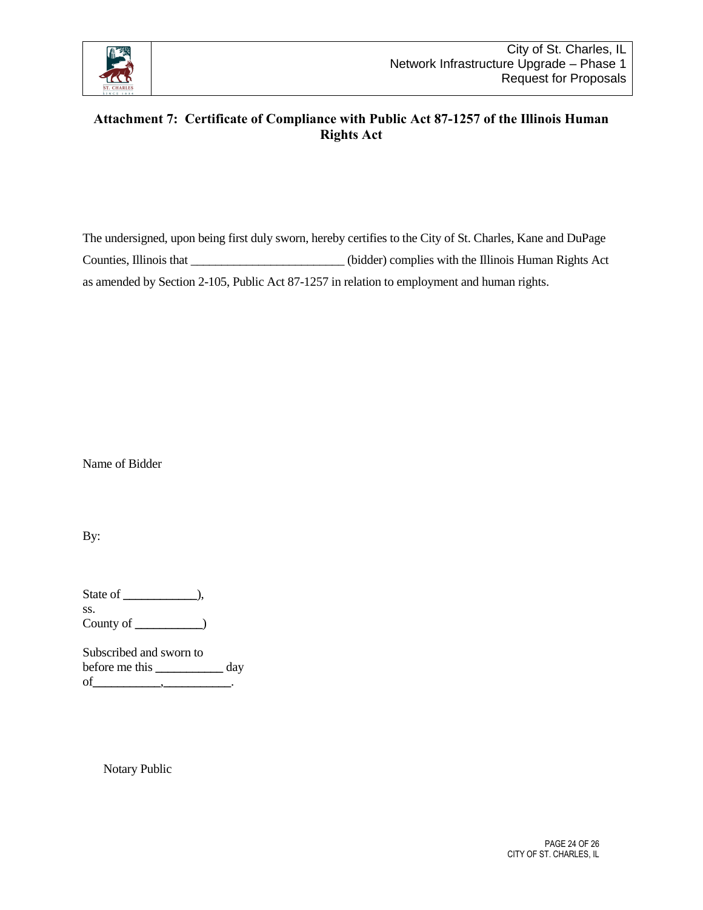## Attachment 7: Certificate of Compliance with Public Act 87-1257 of the Illinois Human Rights Act

The undersigned, upon being first duly sworn, hereby certifies to the City of St. Charles, Kane and DuPage Counties, Illinois that ________________________ (bidder) complies with the Illinois Human Rights Act as amended by Section 2-105, Public Act 87-1257 in relation to employment and human rights.

Name of Bidder

By:

State of ___________),
ss.
County of __________)

Subscribed and sworn to
before me this __________ day
of__________,__________.

Notary Public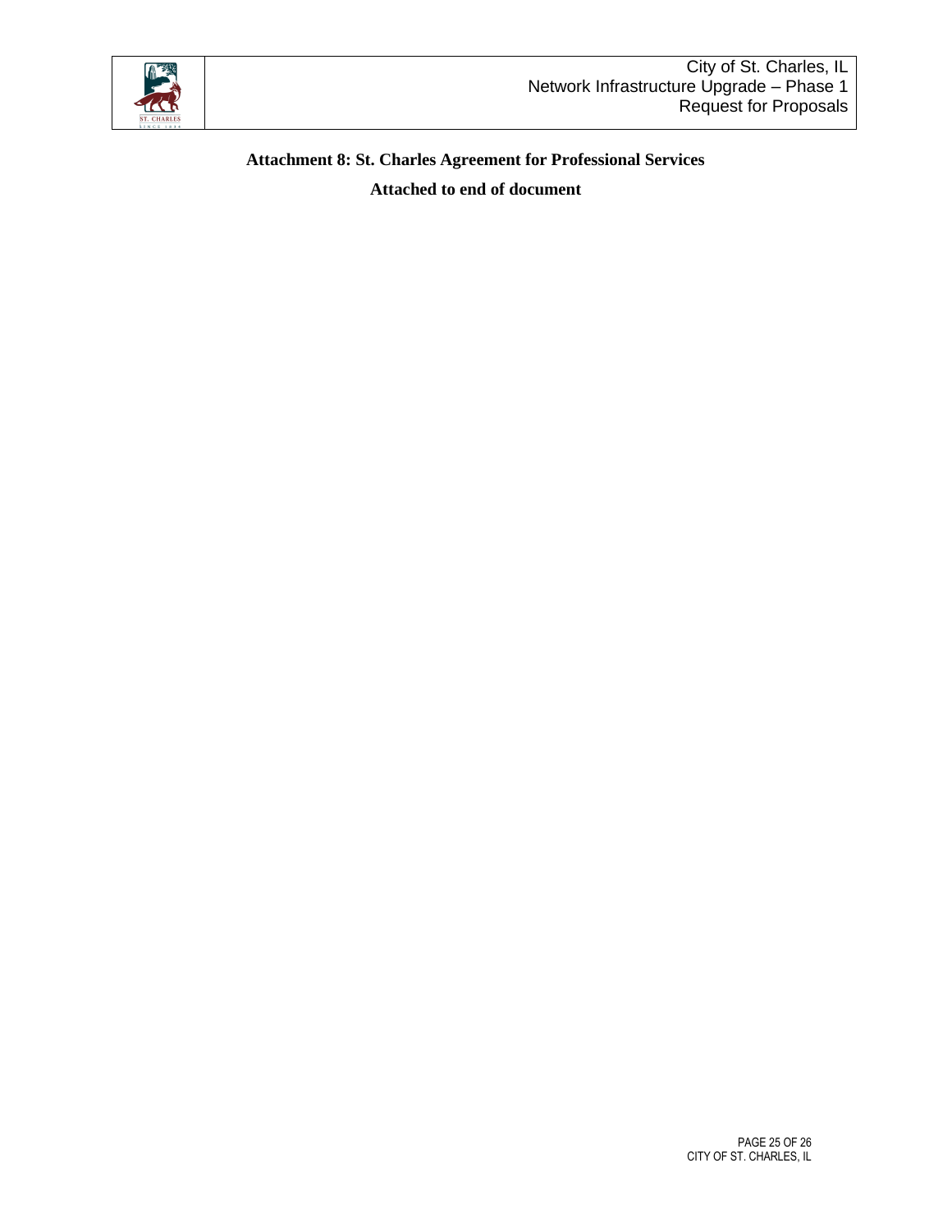**Attachment 8: St. Charles Agreement for Professional Services**

**Attached to end of document**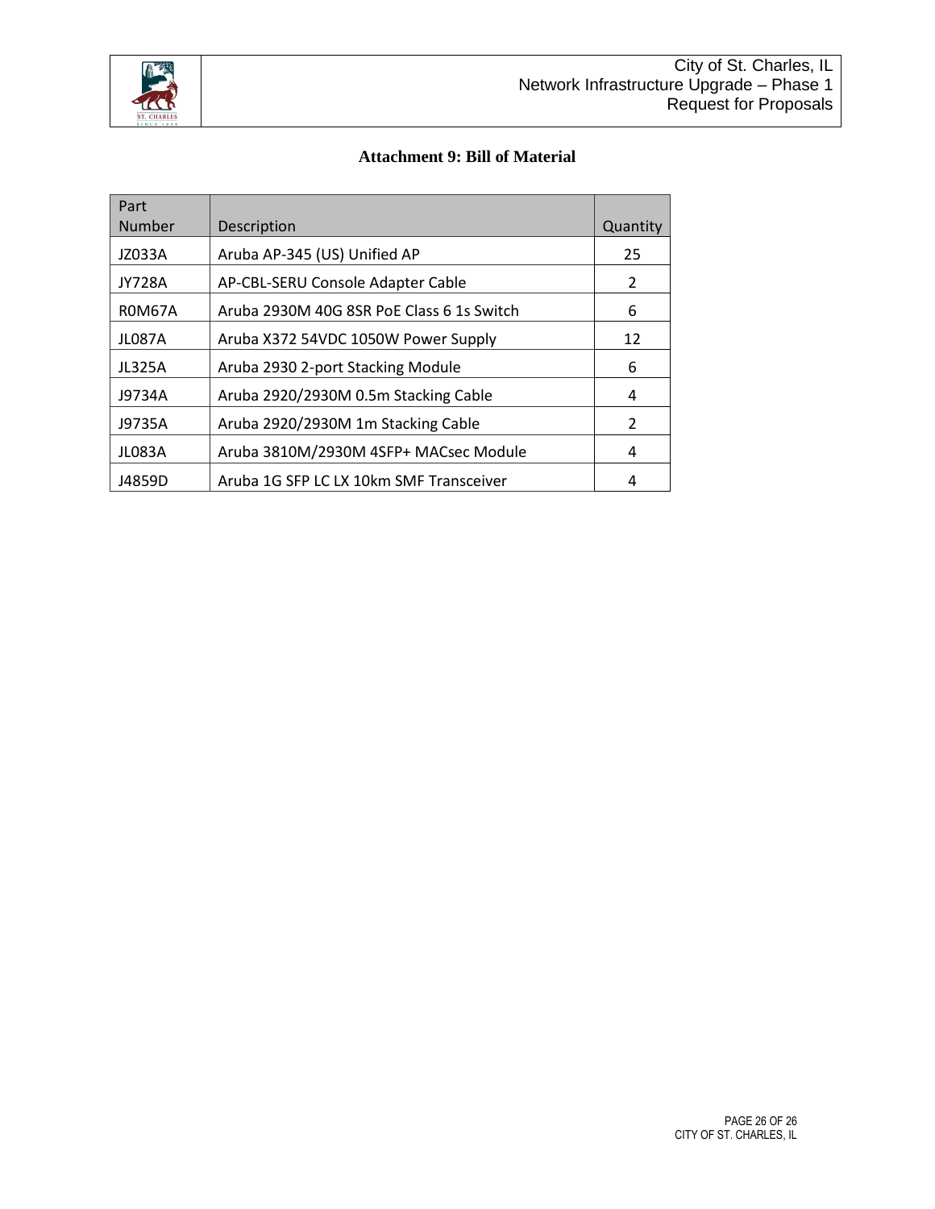## Attachment 9: Bill of Material

| Part Number | Description | Quantity |
|---|---|---|
| JZ033A | Aruba AP-345 (US) Unified AP | 25 |
| JY728A | AP-CBL-SERU Console Adapter Cable | 2 |
| R0M67A | Aruba 2930M 40G 8SR PoE Class 6 1s Switch | 6 |
| JL087A | Aruba X372 54VDC 1050W Power Supply | 12 |
| JL325A | Aruba 2930 2-port Stacking Module | 6 |
| J9734A | Aruba 2920/2930M 0.5m Stacking Cable | 4 |
| J9735A | Aruba 2920/2930M 1m Stacking Cable | 2 |
| JL083A | Aruba 3810M/2930M 4SFP+ MACsec Module | 4 |
| J4859D | Aruba 1G SFP LC LX 10km SMF Transceiver | 4 |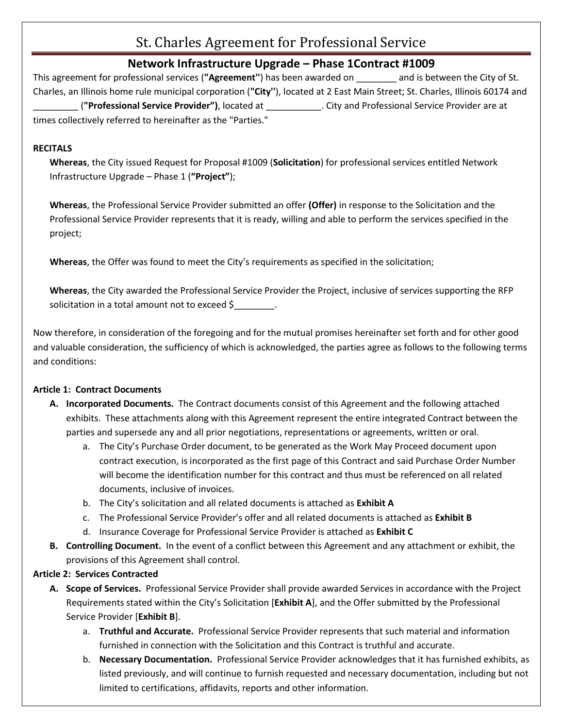# St. Charles Agreement for Professional Service

## Network Infrastructure Upgrade – Phase 1Contract #1009

This agreement for professional services (**"Agreement"**) has been awarded on ________ and is between the City of St. Charles, an Illinois home rule municipal corporation (**"City"**), located at 2 East Main Street; St. Charles, Illinois 60174 and _________ (**"Professional Service Provider")**, located at ___________. City and Professional Service Provider are at times collectively referred to hereinafter as the "Parties."

**RECITALS**

**Whereas**, the City issued Request for Proposal #1009 (**Solicitation**) for professional services entitled Network Infrastructure Upgrade – Phase 1 (**"Project"**);

**Whereas**, the Professional Service Provider submitted an offer **(Offer)** in response to the Solicitation and the Professional Service Provider represents that it is ready, willing and able to perform the services specified in the project;

**Whereas**, the Offer was found to meet the City's requirements as specified in the solicitation;

**Whereas**, the City awarded the Professional Service Provider the Project, inclusive of services supporting the RFP solicitation in a total amount not to exceed $________.

Now therefore, in consideration of the foregoing and for the mutual promises hereinafter set forth and for other good and valuable consideration, the sufficiency of which is acknowledged, the parties agree as follows to the following terms and conditions:

**Article 1: Contract Documents**

- **A. Incorporated Documents.** The Contract documents consist of this Agreement and the following attached exhibits. These attachments along with this Agreement represent the entire integrated Contract between the parties and supersede any and all prior negotiations, representations or agreements, written or oral.
  - a. The City's Purchase Order document, to be generated as the Work May Proceed document upon contract execution, is incorporated as the first page of this Contract and said Purchase Order Number will become the identification number for this contract and thus must be referenced on all related documents, inclusive of invoices.
  - b. The City's solicitation and all related documents is attached as **Exhibit A**
  - c. The Professional Service Provider's offer and all related documents is attached as **Exhibit B**
  - d. Insurance Coverage for Professional Service Provider is attached as **Exhibit C**
- **B. Controlling Document.** In the event of a conflict between this Agreement and any attachment or exhibit, the provisions of this Agreement shall control.

**Article 2: Services Contracted**

- **A. Scope of Services.** Professional Service Provider shall provide awarded Services in accordance with the Project Requirements stated within the City's Solicitation [**Exhibit A**], and the Offer submitted by the Professional Service Provider [**Exhibit B**].
  - a. **Truthful and Accurate.** Professional Service Provider represents that such material and information furnished in connection with the Solicitation and this Contract is truthful and accurate.
  - b. **Necessary Documentation.** Professional Service Provider acknowledges that it has furnished exhibits, as listed previously, and will continue to furnish requested and necessary documentation, including but not limited to certifications, affidavits, reports and other information.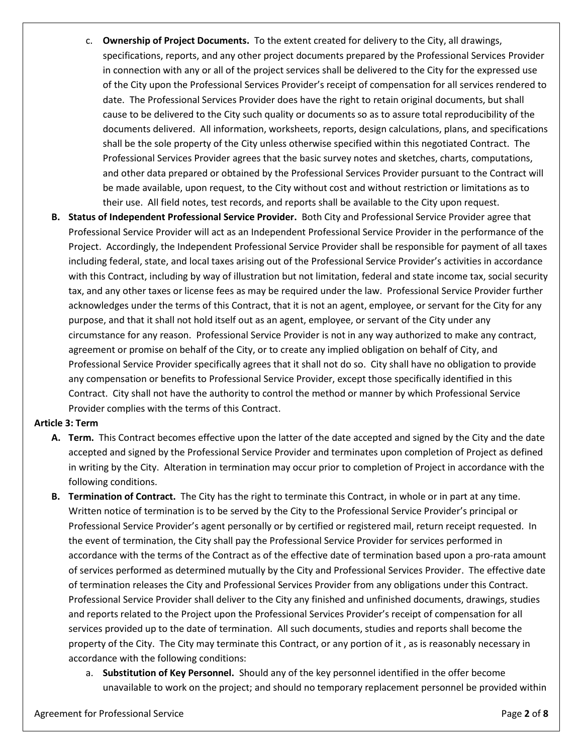c. **Ownership of Project Documents.** To the extent created for delivery to the City, all drawings, specifications, reports, and any other project documents prepared by the Professional Services Provider in connection with any or all of the project services shall be delivered to the City for the expressed use of the City upon the Professional Services Provider's receipt of compensation for all services rendered to date. The Professional Services Provider does have the right to retain original documents, but shall cause to be delivered to the City such quality or documents so as to assure total reproducibility of the documents delivered. All information, worksheets, reports, design calculations, plans, and specifications shall be the sole property of the City unless otherwise specified within this negotiated Contract. The Professional Services Provider agrees that the basic survey notes and sketches, charts, computations, and other data prepared or obtained by the Professional Services Provider pursuant to the Contract will be made available, upon request, to the City without cost and without restriction or limitations as to their use. All field notes, test records, and reports shall be available to the City upon request.

**B. Status of Independent Professional Service Provider.** Both City and Professional Service Provider agree that Professional Service Provider will act as an Independent Professional Service Provider in the performance of the Project. Accordingly, the Independent Professional Service Provider shall be responsible for payment of all taxes including federal, state, and local taxes arising out of the Professional Service Provider's activities in accordance with this Contract, including by way of illustration but not limitation, federal and state income tax, social security tax, and any other taxes or license fees as may be required under the law. Professional Service Provider further acknowledges under the terms of this Contract, that it is not an agent, employee, or servant for the City for any purpose, and that it shall not hold itself out as an agent, employee, or servant of the City under any circumstance for any reason. Professional Service Provider is not in any way authorized to make any contract, agreement or promise on behalf of the City, or to create any implied obligation on behalf of City, and Professional Service Provider specifically agrees that it shall not do so. City shall have no obligation to provide any compensation or benefits to Professional Service Provider, except those specifically identified in this Contract. City shall not have the authority to control the method or manner by which Professional Service Provider complies with the terms of this Contract.

**Article 3: Term**

**A. Term.** This Contract becomes effective upon the latter of the date accepted and signed by the City and the date accepted and signed by the Professional Service Provider and terminates upon completion of Project as defined in writing by the City. Alteration in termination may occur prior to completion of Project in accordance with the following conditions.

**B. Termination of Contract.** The City has the right to terminate this Contract, in whole or in part at any time. Written notice of termination is to be served by the City to the Professional Service Provider's principal or Professional Service Provider's agent personally or by certified or registered mail, return receipt requested. In the event of termination, the City shall pay the Professional Service Provider for services performed in accordance with the terms of the Contract as of the effective date of termination based upon a pro-rata amount of services performed as determined mutually by the City and Professional Services Provider. The effective date of termination releases the City and Professional Services Provider from any obligations under this Contract. Professional Service Provider shall deliver to the City any finished and unfinished documents, drawings, studies and reports related to the Project upon the Professional Services Provider's receipt of compensation for all services provided up to the date of termination. All such documents, studies and reports shall become the property of the City. The City may terminate this Contract, or any portion of it , as is reasonably necessary in accordance with the following conditions:

a. **Substitution of Key Personnel.** Should any of the key personnel identified in the offer become unavailable to work on the project; and should no temporary replacement personnel be provided within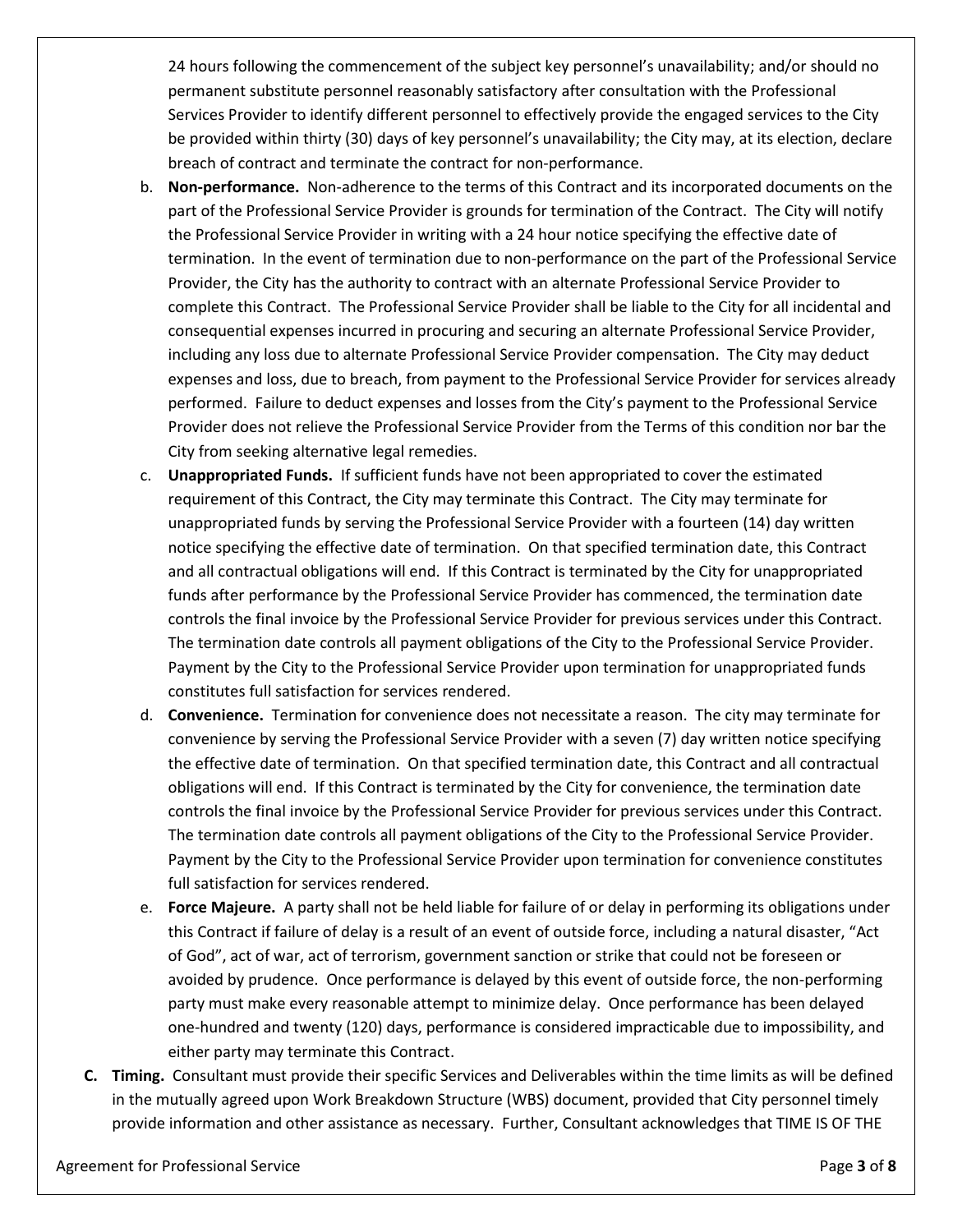24 hours following the commencement of the subject key personnel's unavailability; and/or should no permanent substitute personnel reasonably satisfactory after consultation with the Professional Services Provider to identify different personnel to effectively provide the engaged services to the City be provided within thirty (30) days of key personnel's unavailability; the City may, at its election, declare breach of contract and terminate the contract for non-performance.

b. **Non-performance.** Non-adherence to the terms of this Contract and its incorporated documents on the part of the Professional Service Provider is grounds for termination of the Contract. The City will notify the Professional Service Provider in writing with a 24 hour notice specifying the effective date of termination. In the event of termination due to non-performance on the part of the Professional Service Provider, the City has the authority to contract with an alternate Professional Service Provider to complete this Contract. The Professional Service Provider shall be liable to the City for all incidental and consequential expenses incurred in procuring and securing an alternate Professional Service Provider, including any loss due to alternate Professional Service Provider compensation. The City may deduct expenses and loss, due to breach, from payment to the Professional Service Provider for services already performed. Failure to deduct expenses and losses from the City's payment to the Professional Service Provider does not relieve the Professional Service Provider from the Terms of this condition nor bar the City from seeking alternative legal remedies.

c. **Unappropriated Funds.** If sufficient funds have not been appropriated to cover the estimated requirement of this Contract, the City may terminate this Contract. The City may terminate for unappropriated funds by serving the Professional Service Provider with a fourteen (14) day written notice specifying the effective date of termination. On that specified termination date, this Contract and all contractual obligations will end. If this Contract is terminated by the City for unappropriated funds after performance by the Professional Service Provider has commenced, the termination date controls the final invoice by the Professional Service Provider for previous services under this Contract. The termination date controls all payment obligations of the City to the Professional Service Provider. Payment by the City to the Professional Service Provider upon termination for unappropriated funds constitutes full satisfaction for services rendered.

d. **Convenience.** Termination for convenience does not necessitate a reason. The city may terminate for convenience by serving the Professional Service Provider with a seven (7) day written notice specifying the effective date of termination. On that specified termination date, this Contract and all contractual obligations will end. If this Contract is terminated by the City for convenience, the termination date controls the final invoice by the Professional Service Provider for previous services under this Contract. The termination date controls all payment obligations of the City to the Professional Service Provider. Payment by the City to the Professional Service Provider upon termination for convenience constitutes full satisfaction for services rendered.

e. **Force Majeure.** A party shall not be held liable for failure of or delay in performing its obligations under this Contract if failure of delay is a result of an event of outside force, including a natural disaster, "Act of God", act of war, act of terrorism, government sanction or strike that could not be foreseen or avoided by prudence. Once performance is delayed by this event of outside force, the non-performing party must make every reasonable attempt to minimize delay. Once performance has been delayed one-hundred and twenty (120) days, performance is considered impracticable due to impossibility, and either party may terminate this Contract.

**C. Timing.** Consultant must provide their specific Services and Deliverables within the time limits as will be defined in the mutually agreed upon Work Breakdown Structure (WBS) document, provided that City personnel timely provide information and other assistance as necessary. Further, Consultant acknowledges that TIME IS OF THE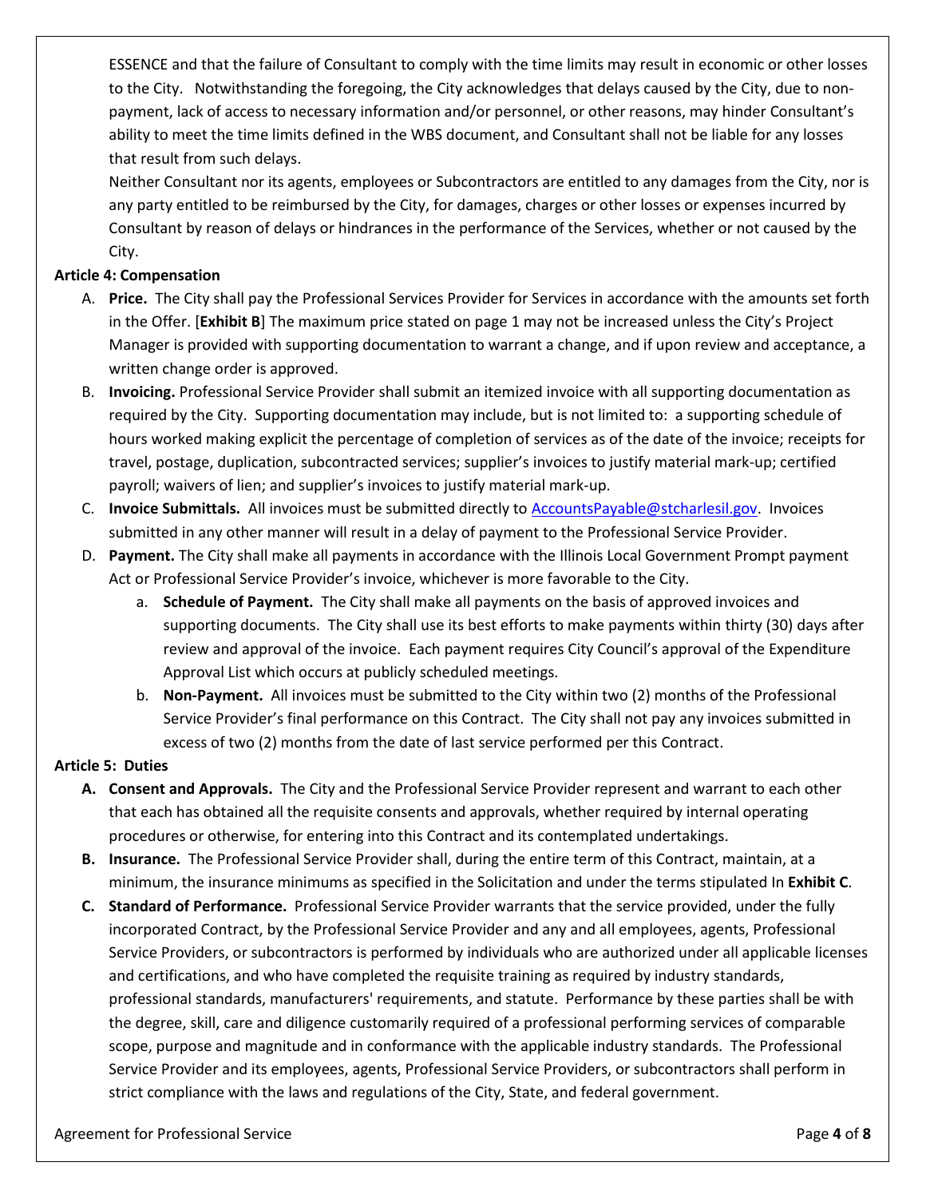ESSENCE and that the failure of Consultant to comply with the time limits may result in economic or other losses to the City. Notwithstanding the foregoing, the City acknowledges that delays caused by the City, due to non-payment, lack of access to necessary information and/or personnel, or other reasons, may hinder Consultant's ability to meet the time limits defined in the WBS document, and Consultant shall not be liable for any losses that result from such delays.

Neither Consultant nor its agents, employees or Subcontractors are entitled to any damages from the City, nor is any party entitled to be reimbursed by the City, for damages, charges or other losses or expenses incurred by Consultant by reason of delays or hindrances in the performance of the Services, whether or not caused by the City.

**Article 4: Compensation**

A. **Price.** The City shall pay the Professional Services Provider for Services in accordance with the amounts set forth in the Offer. [**Exhibit B**] The maximum price stated on page 1 may not be increased unless the City's Project Manager is provided with supporting documentation to warrant a change, and if upon review and acceptance, a written change order is approved.

B. **Invoicing.** Professional Service Provider shall submit an itemized invoice with all supporting documentation as required by the City. Supporting documentation may include, but is not limited to: a supporting schedule of hours worked making explicit the percentage of completion of services as of the date of the invoice; receipts for travel, postage, duplication, subcontracted services; supplier's invoices to justify material mark-up; certified payroll; waivers of lien; and supplier's invoices to justify material mark-up.

C. **Invoice Submittals.** All invoices must be submitted directly to AccountsPayable@stcharlesil.gov. Invoices submitted in any other manner will result in a delay of payment to the Professional Service Provider.

D. **Payment.** The City shall make all payments in accordance with the Illinois Local Government Prompt payment Act or Professional Service Provider's invoice, whichever is more favorable to the City.

   a. **Schedule of Payment.** The City shall make all payments on the basis of approved invoices and supporting documents. The City shall use its best efforts to make payments within thirty (30) days after review and approval of the invoice. Each payment requires City Council's approval of the Expenditure Approval List which occurs at publicly scheduled meetings.

   b. **Non-Payment.** All invoices must be submitted to the City within two (2) months of the Professional Service Provider's final performance on this Contract. The City shall not pay any invoices submitted in excess of two (2) months from the date of last service performed per this Contract.

**Article 5: Duties**

**A. Consent and Approvals.** The City and the Professional Service Provider represent and warrant to each other that each has obtained all the requisite consents and approvals, whether required by internal operating procedures or otherwise, for entering into this Contract and its contemplated undertakings.

**B. Insurance.** The Professional Service Provider shall, during the entire term of this Contract, maintain, at a minimum, the insurance minimums as specified in the Solicitation and under the terms stipulated In **Exhibit C**.

**C. Standard of Performance.** Professional Service Provider warrants that the service provided, under the fully incorporated Contract, by the Professional Service Provider and any and all employees, agents, Professional Service Providers, or subcontractors is performed by individuals who are authorized under all applicable licenses and certifications, and who have completed the requisite training as required by industry standards, professional standards, manufacturers' requirements, and statute. Performance by these parties shall be with the degree, skill, care and diligence customarily required of a professional performing services of comparable scope, purpose and magnitude and in conformance with the applicable industry standards. The Professional Service Provider and its employees, agents, Professional Service Providers, or subcontractors shall perform in strict compliance with the laws and regulations of the City, State, and federal government.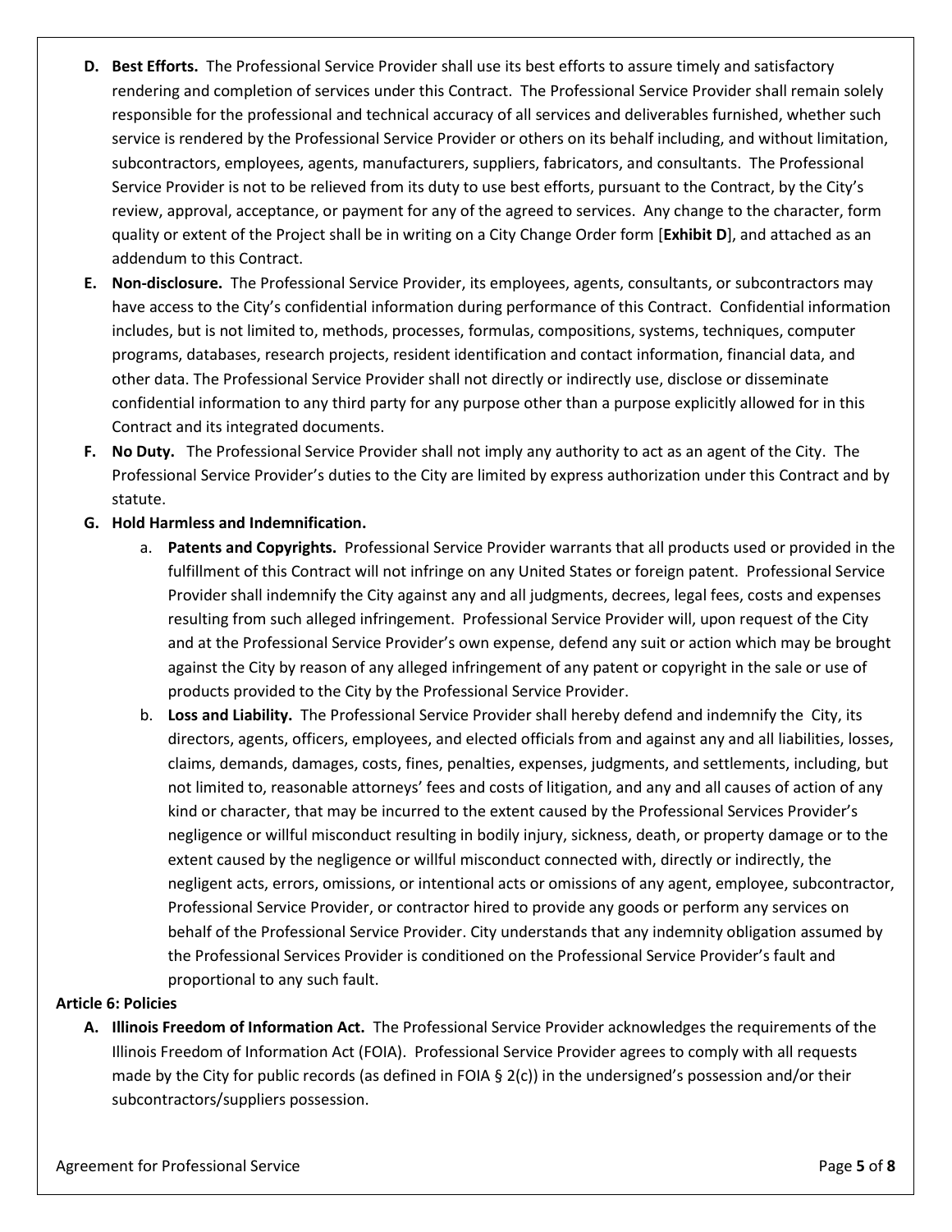**D. Best Efforts.** The Professional Service Provider shall use its best efforts to assure timely and satisfactory rendering and completion of services under this Contract. The Professional Service Provider shall remain solely responsible for the professional and technical accuracy of all services and deliverables furnished, whether such service is rendered by the Professional Service Provider or others on its behalf including, and without limitation, subcontractors, employees, agents, manufacturers, suppliers, fabricators, and consultants. The Professional Service Provider is not to be relieved from its duty to use best efforts, pursuant to the Contract, by the City's review, approval, acceptance, or payment for any of the agreed to services. Any change to the character, form quality or extent of the Project shall be in writing on a City Change Order form [**Exhibit D**], and attached as an addendum to this Contract.

**E. Non-disclosure.** The Professional Service Provider, its employees, agents, consultants, or subcontractors may have access to the City's confidential information during performance of this Contract. Confidential information includes, but is not limited to, methods, processes, formulas, compositions, systems, techniques, computer programs, databases, research projects, resident identification and contact information, financial data, and other data. The Professional Service Provider shall not directly or indirectly use, disclose or disseminate confidential information to any third party for any purpose other than a purpose explicitly allowed for in this Contract and its integrated documents.

**F. No Duty.** The Professional Service Provider shall not imply any authority to act as an agent of the City. The Professional Service Provider's duties to the City are limited by express authorization under this Contract and by statute.

**G. Hold Harmless and Indemnification.**

a. **Patents and Copyrights.** Professional Service Provider warrants that all products used or provided in the fulfillment of this Contract will not infringe on any United States or foreign patent. Professional Service Provider shall indemnify the City against any and all judgments, decrees, legal fees, costs and expenses resulting from such alleged infringement. Professional Service Provider will, upon request of the City and at the Professional Service Provider's own expense, defend any suit or action which may be brought against the City by reason of any alleged infringement of any patent or copyright in the sale or use of products provided to the City by the Professional Service Provider.

b. **Loss and Liability.** The Professional Service Provider shall hereby defend and indemnify the City, its directors, agents, officers, employees, and elected officials from and against any and all liabilities, losses, claims, demands, damages, costs, fines, penalties, expenses, judgments, and settlements, including, but not limited to, reasonable attorneys' fees and costs of litigation, and any and all causes of action of any kind or character, that may be incurred to the extent caused by the Professional Services Provider's negligence or willful misconduct resulting in bodily injury, sickness, death, or property damage or to the extent caused by the negligence or willful misconduct connected with, directly or indirectly, the negligent acts, errors, omissions, or intentional acts or omissions of any agent, employee, subcontractor, Professional Service Provider, or contractor hired to provide any goods or perform any services on behalf of the Professional Service Provider. City understands that any indemnity obligation assumed by the Professional Services Provider is conditioned on the Professional Service Provider's fault and proportional to any such fault.

**Article 6: Policies**

**A. Illinois Freedom of Information Act.** The Professional Service Provider acknowledges the requirements of the Illinois Freedom of Information Act (FOIA). Professional Service Provider agrees to comply with all requests made by the City for public records (as defined in FOIA § 2(c)) in the undersigned's possession and/or their subcontractors/suppliers possession.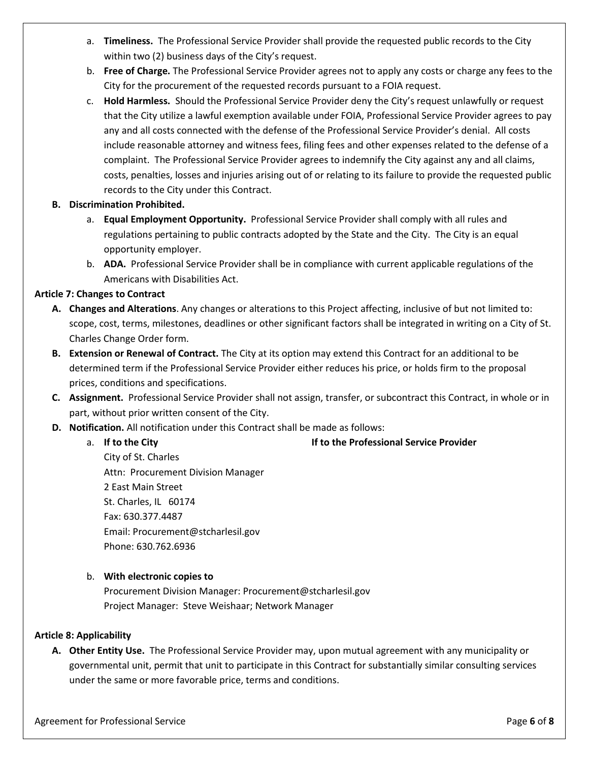a. **Timeliness.** The Professional Service Provider shall provide the requested public records to the City within two (2) business days of the City's request.

b. **Free of Charge.** The Professional Service Provider agrees not to apply any costs or charge any fees to the City for the procurement of the requested records pursuant to a FOIA request.

c. **Hold Harmless.** Should the Professional Service Provider deny the City's request unlawfully or request that the City utilize a lawful exemption available under FOIA, Professional Service Provider agrees to pay any and all costs connected with the defense of the Professional Service Provider's denial. All costs include reasonable attorney and witness fees, filing fees and other expenses related to the defense of a complaint. The Professional Service Provider agrees to indemnify the City against any and all claims, costs, penalties, losses and injuries arising out of or relating to its failure to provide the requested public records to the City under this Contract.

**B. Discrimination Prohibited.**

a. **Equal Employment Opportunity.** Professional Service Provider shall comply with all rules and regulations pertaining to public contracts adopted by the State and the City. The City is an equal opportunity employer.

b. **ADA.** Professional Service Provider shall be in compliance with current applicable regulations of the Americans with Disabilities Act.

**Article 7: Changes to Contract**

**A. Changes and Alterations**. Any changes or alterations to this Project affecting, inclusive of but not limited to: scope, cost, terms, milestones, deadlines or other significant factors shall be integrated in writing on a City of St. Charles Change Order form.

**B. Extension or Renewal of Contract.** The City at its option may extend this Contract for an additional to be determined term if the Professional Service Provider either reduces his price, or holds firm to the proposal prices, conditions and specifications.

**C. Assignment.** Professional Service Provider shall not assign, transfer, or subcontract this Contract, in whole or in part, without prior written consent of the City.

**D. Notification.** All notification under this Contract shall be made as follows:

a. **If to the City**

City of St. Charles
Attn: Procurement Division Manager
2 East Main Street
St. Charles, IL 60174
Fax: 630.377.4487
Email: Procurement@stcharlesil.gov
Phone: 630.762.6936

**If to the Professional Service Provider**

b. **With electronic copies to**

Procurement Division Manager: Procurement@stcharlesil.gov
Project Manager: Steve Weishaar; Network Manager

**Article 8: Applicability**

**A. Other Entity Use.** The Professional Service Provider may, upon mutual agreement with any municipality or governmental unit, permit that unit to participate in this Contract for substantially similar consulting services under the same or more favorable price, terms and conditions.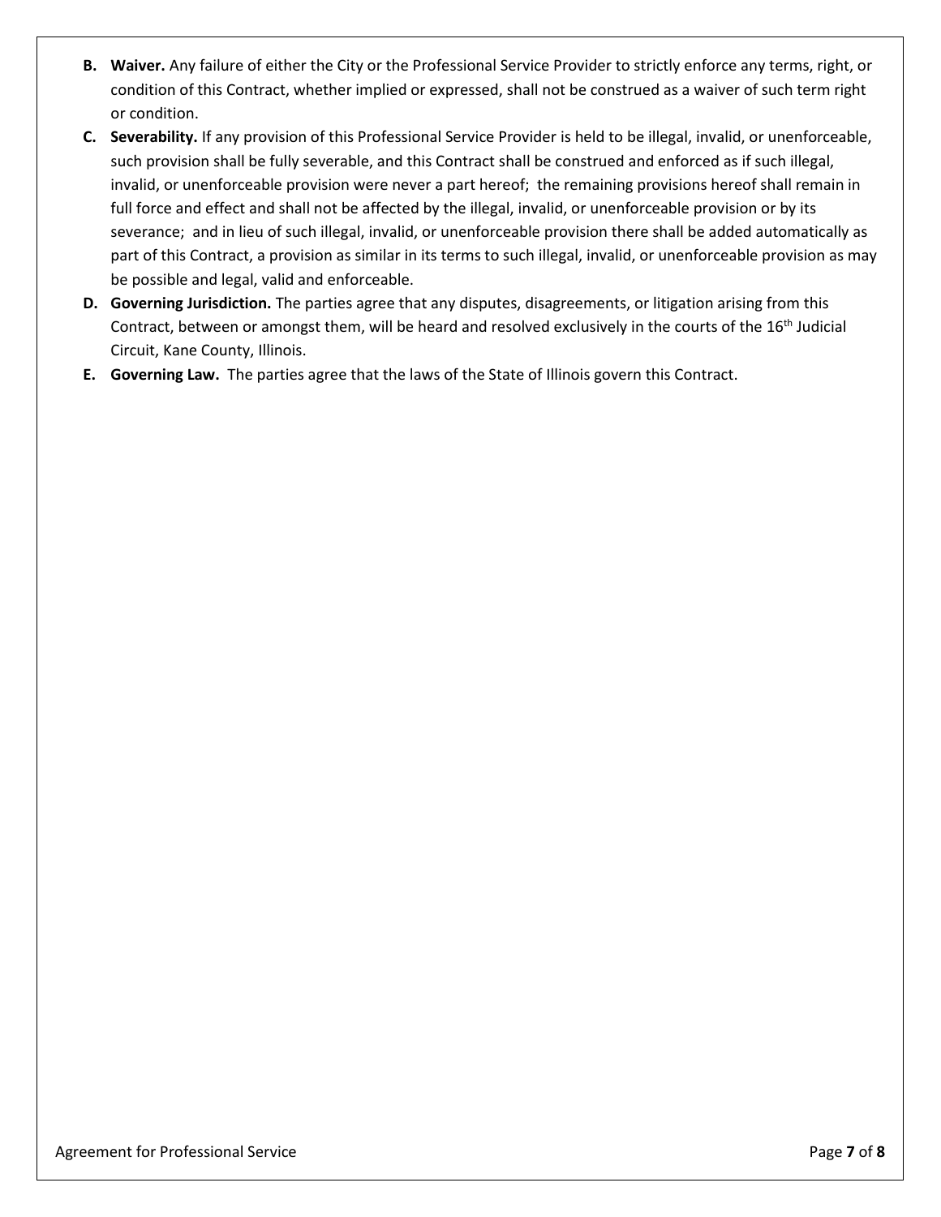**B. Waiver.** Any failure of either the City or the Professional Service Provider to strictly enforce any terms, right, or condition of this Contract, whether implied or expressed, shall not be construed as a waiver of such term right or condition.

**C. Severability.** If any provision of this Professional Service Provider is held to be illegal, invalid, or unenforceable, such provision shall be fully severable, and this Contract shall be construed and enforced as if such illegal, invalid, or unenforceable provision were never a part hereof; the remaining provisions hereof shall remain in full force and effect and shall not be affected by the illegal, invalid, or unenforceable provision or by its severance; and in lieu of such illegal, invalid, or unenforceable provision there shall be added automatically as part of this Contract, a provision as similar in its terms to such illegal, invalid, or unenforceable provision as may be possible and legal, valid and enforceable.

**D. Governing Jurisdiction.** The parties agree that any disputes, disagreements, or litigation arising from this Contract, between or amongst them, will be heard and resolved exclusively in the courts of the 16th Judicial Circuit, Kane County, Illinois.

**E. Governing Law.** The parties agree that the laws of the State of Illinois govern this Contract.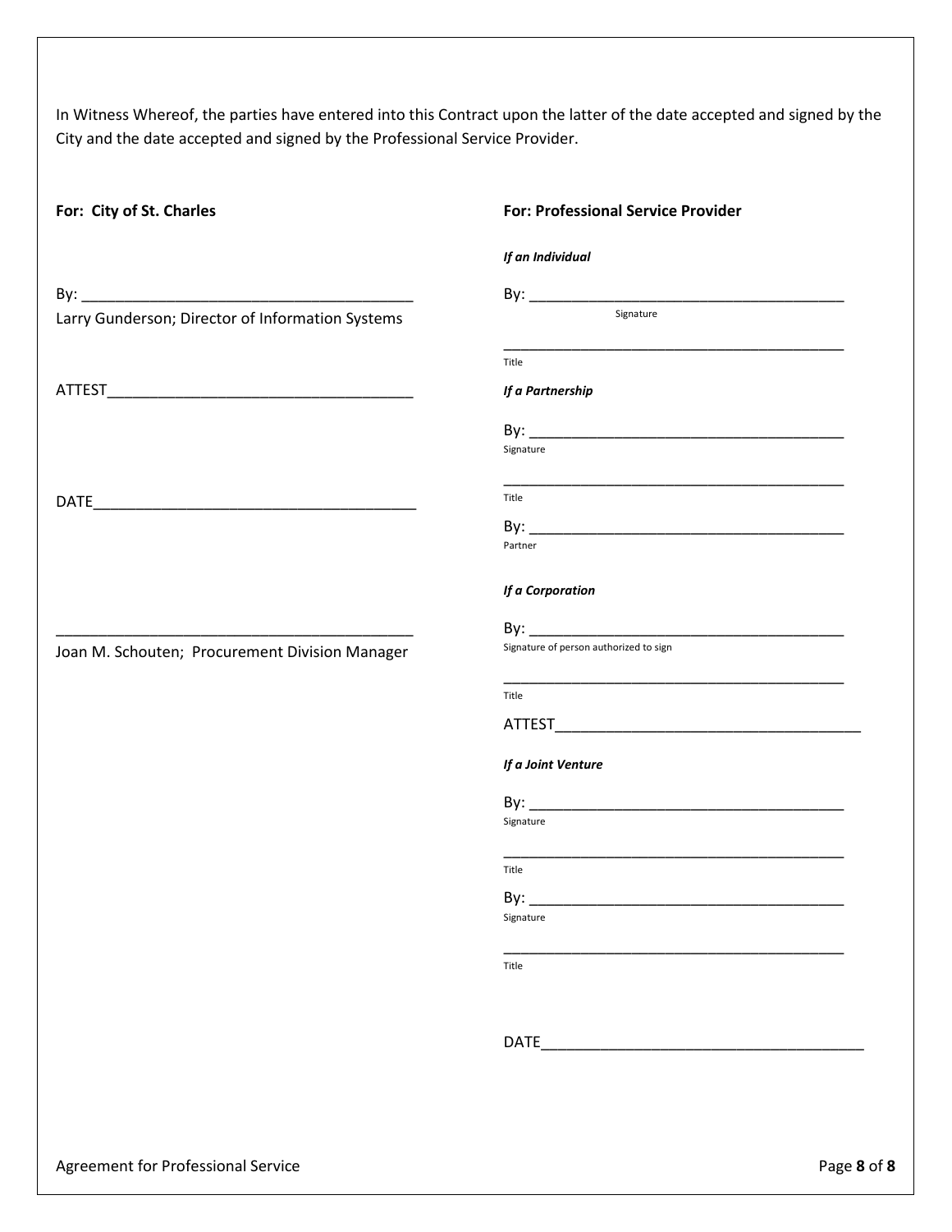In Witness Whereof, the parties have entered into this Contract upon the latter of the date accepted and signed by the City and the date accepted and signed by the Professional Service Provider.

**For: City of St. Charles**

By: _______________________________________
Larry Gunderson; Director of Information Systems

ATTEST___________________________________

DATE_____________________________________

_________________________________________
Joan M. Schouten; Procurement Division Manager

**For: Professional Service Provider**

***If an Individual***

By: _______________________________________
Signature

_________________________________________
Title

***If a Partnership***

By: _______________________________________
Signature

_________________________________________
Title

By: _______________________________________
Partner

***If a Corporation***

By: _______________________________________
Signature of person authorized to sign

_________________________________________
Title

ATTEST___________________________________

***If a Joint Venture***

By: _______________________________________
Signature

_________________________________________
Title

By: _______________________________________
Signature

_________________________________________
Title

DATE_____________________________________

Agreement for Professional Service